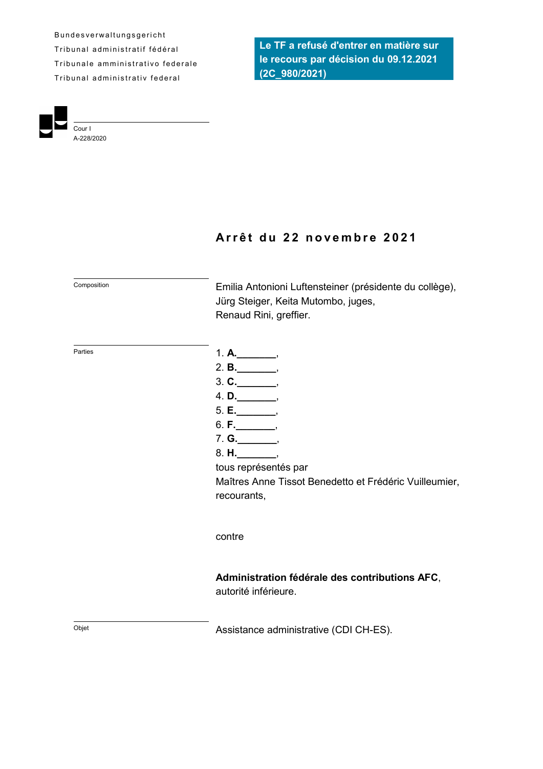Bundesverwaltungsgericht
Tribunal administratif fédéral
Tribunale amministrativo federale
Tribunal administrativ federal

**Le TF a refusé d'entrer en matière sur le recours par décision du 09.12.2021 (2C_980/2021)**

Cour I
A-228/2020

# Arrêt du 22 novembre 2021

| | |
|---|---|
| Composition | Emilia Antonioni Luftensteiner (présidente du collège), Jürg Steiger, Keita Mutombo, juges, Renaud Rini, greffier. |
| Parties | 1. **A.**_______, <br> 2. **B.**_______, <br> 3. **C.**_______, <br> 4. **D.**_______, <br> 5. **E.**_______, <br> 6. **F.**_______, <br> 7. **G.**_______, <br> 8. **H.**_______, <br> tous représentés par Maîtres Anne Tissot Benedetto et Frédéric Vuilleumier, <br> recourants, <br><br> contre <br><br> **Administration fédérale des contributions AFC**, <br> autorité inférieure. |
| Objet | Assistance administrative (CDI CH-ES). |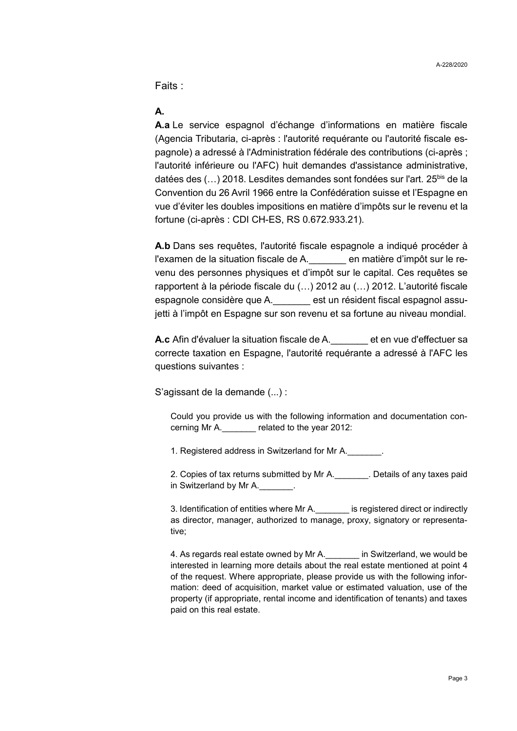Faits :

**A.**

**A.a** Le service espagnol d'échange d'informations en matière fiscale (Agencia Tributaria, ci-après : l'autorité requérante ou l'autorité fiscale espagnole) a adressé à l'Administration fédérale des contributions (ci-après ; l'autorité inférieure ou l'AFC) huit demandes d'assistance administrative, datées des (…) 2018. Lesdites demandes sont fondées sur l'art. 25bis de la Convention du 26 Avril 1966 entre la Confédération suisse et l'Espagne en vue d'éviter les doubles impositions en matière d'impôts sur le revenu et la fortune (ci-après : CDI CH-ES, RS 0.672.933.21).

**A.b** Dans ses requêtes, l'autorité fiscale espagnole a indiqué procéder à l'examen de la situation fiscale de A._______ en matière d'impôt sur le revenu des personnes physiques et d'impôt sur le capital. Ces requêtes se rapportent à la période fiscale du (…) 2012 au (…) 2012. L'autorité fiscale espagnole considère que A._______ est un résident fiscal espagnol assujetti à l'impôt en Espagne sur son revenu et sa fortune au niveau mondial.

**A.c** Afin d'évaluer la situation fiscale de A._______ et en vue d'effectuer sa correcte taxation en Espagne, l'autorité requérante a adressé à l'AFC les questions suivantes :

S'agissant de la demande (...) :

> Could you provide us with the following information and documentation concerning Mr A._______ related to the year 2012:
>
> 1. Registered address in Switzerland for Mr A._______.
>
> 2. Copies of tax returns submitted by Mr A._______. Details of any taxes paid in Switzerland by Mr A._______.
>
> 3. Identification of entities where Mr A._______ is registered direct or indirectly as director, manager, authorized to manage, proxy, signatory or representative;
>
> 4. As regards real estate owned by Mr A._______ in Switzerland, we would be interested in learning more details about the real estate mentioned at point 4 of the request. Where appropriate, please provide us with the following information: deed of acquisition, market value or estimated valuation, use of the property (if appropriate, rental income and identification of tenants) and taxes paid on this real estate.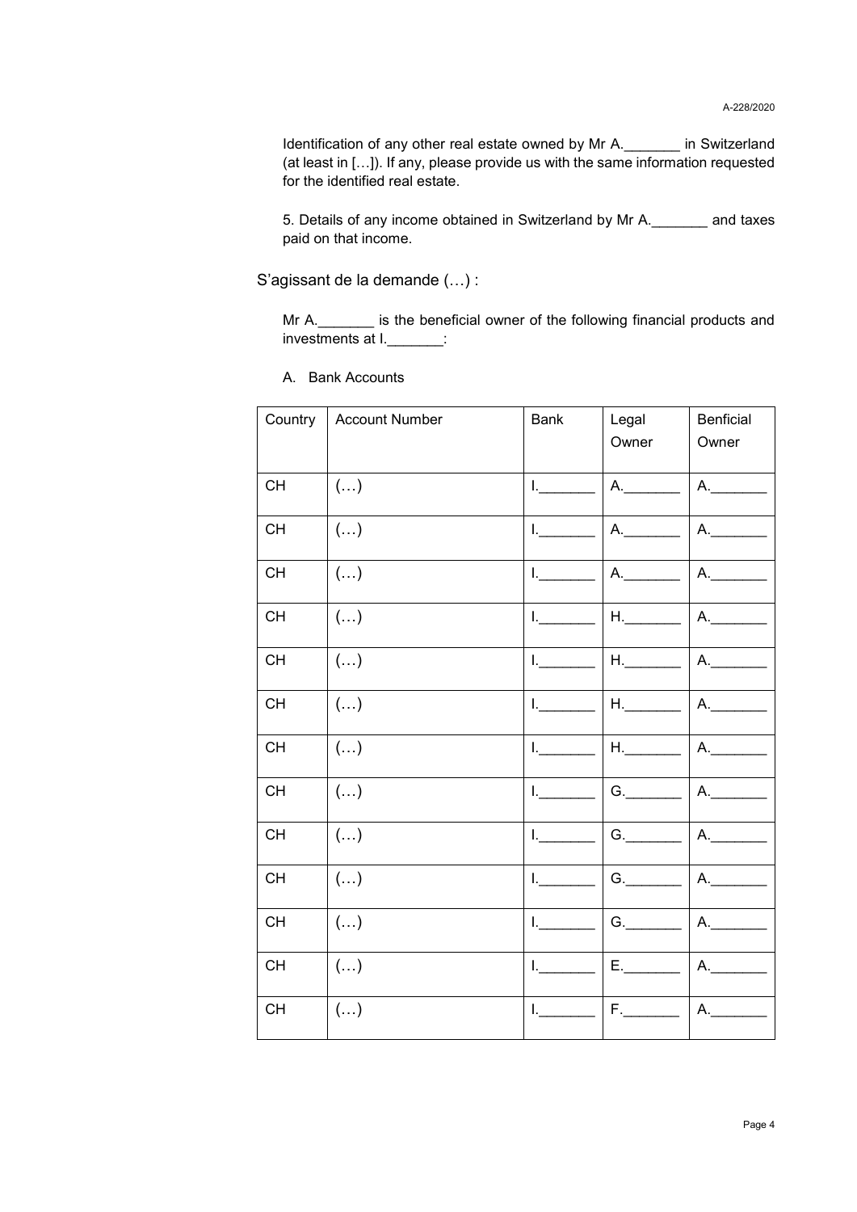Identification of any other real estate owned by Mr A._______ in Switzerland (at least in […]). If any, please provide us with the same information requested for the identified real estate.

5. Details of any income obtained in Switzerland by Mr A._______ and taxes paid on that income.

S'agissant de la demande (…) :

Mr A._______ is the beneficial owner of the following financial products and investments at I._______:

A. Bank Accounts

| Country | Account Number | Bank | Legal Owner | Benficial Owner |
|---|---|---|---|---|
| CH | (…) | I._______ | A._______ | A._______ |
| CH | (…) | I._______ | A._______ | A._______ |
| CH | (…) | I._______ | A._______ | A._______ |
| CH | (…) | I._______ | H._______ | A._______ |
| CH | (…) | I._______ | H._______ | A._______ |
| CH | (…) | I._______ | H._______ | A._______ |
| CH | (…) | I._______ | H._______ | A._______ |
| CH | (…) | I._______ | G._______ | A._______ |
| CH | (…) | I._______ | G._______ | A._______ |
| CH | (…) | I._______ | G._______ | A._______ |
| CH | (…) | I._______ | G._______ | A._______ |
| CH | (…) | I._______ | E._______ | A._______ |
| CH | (…) | I._______ | F._______ | A._______ |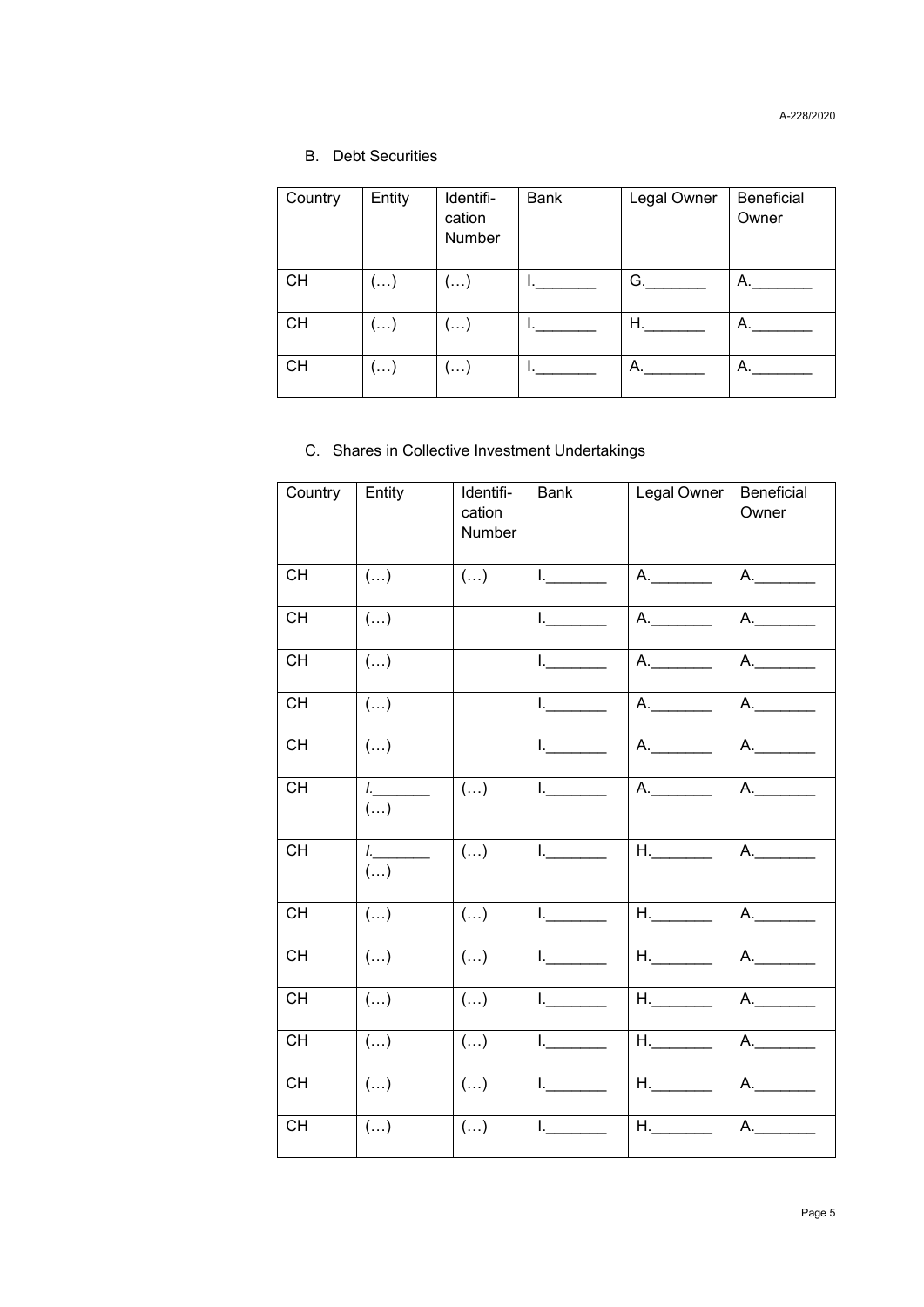B. Debt Securities

| Country | Entity | Identification Number | Bank | Legal Owner | Beneficial Owner |
|---|---|---|---|---|---|
| CH | (…) | (…) | I._______ | G._______ | A._______ |
| CH | (…) | (…) | I._______ | H._______ | A._______ |
| CH | (…) | (…) | I._______ | A._______ | A._______ |

C. Shares in Collective Investment Undertakings

| Country | Entity | Identification Number | Bank | Legal Owner | Beneficial Owner |
|---|---|---|---|---|---|
| CH | (…) | (…) | I._______ | A._______ | A._______ |
| CH | (…) | | I._______ | A._______ | A._______ |
| CH | (…) | | I._______ | A._______ | A._______ |
| CH | (…) | | I._______ | A._______ | A._______ |
| CH | (…) | | I._______ | A._______ | A._______ |
| CH | *I.*_______ (…) | (…) | I._______ | A._______ | A._______ |
| CH | *I.*_______ (…) | (…) | I._______ | H._______ | A._______ |
| CH | (…) | (…) | I._______ | H._______ | A._______ |
| CH | (…) | (…) | I._______ | H._______ | A._______ |
| CH | (…) | (…) | I._______ | H._______ | A._______ |
| CH | (…) | (…) | I._______ | H._______ | A._______ |
| CH | (…) | (…) | I._______ | H._______ | A._______ |
| CH | (…) | (…) | I._______ | H._______ | A._______ |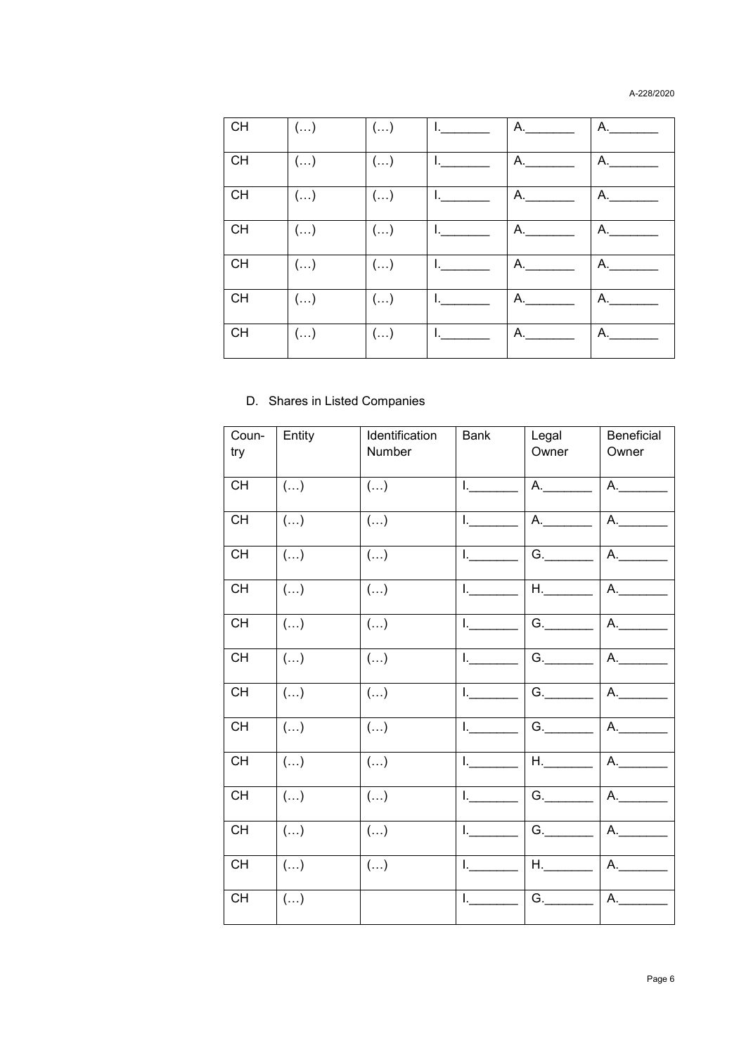| CH | (…) | (…) | I.\_\_\_\_\_\_\_ | A.\_\_\_\_\_\_\_ | A.\_\_\_\_\_\_\_ |
|---|---|---|---|---|---|
| CH | (…) | (…) | I.\_\_\_\_\_\_\_ | A.\_\_\_\_\_\_\_ | A.\_\_\_\_\_\_\_ |
| CH | (…) | (…) | I.\_\_\_\_\_\_\_ | A.\_\_\_\_\_\_\_ | A.\_\_\_\_\_\_\_ |
| CH | (…) | (…) | I.\_\_\_\_\_\_\_ | A.\_\_\_\_\_\_\_ | A.\_\_\_\_\_\_\_ |
| CH | (…) | (…) | I.\_\_\_\_\_\_\_ | A.\_\_\_\_\_\_\_ | A.\_\_\_\_\_\_\_ |
| CH | (…) | (…) | I.\_\_\_\_\_\_\_ | A.\_\_\_\_\_\_\_ | A.\_\_\_\_\_\_\_ |
| CH | (…) | (…) | I.\_\_\_\_\_\_\_ | A.\_\_\_\_\_\_\_ | A.\_\_\_\_\_\_\_ |

D. Shares in Listed Companies

| Country | Entity | Identification Number | Bank | Legal Owner | Beneficial Owner |
|---|---|---|---|---|---|
| CH | (…) | (…) | I.\_\_\_\_\_\_\_ | A.\_\_\_\_\_\_\_ | A.\_\_\_\_\_\_\_ |
| CH | (…) | (…) | I.\_\_\_\_\_\_\_ | A.\_\_\_\_\_\_\_ | A.\_\_\_\_\_\_\_ |
| CH | (…) | (…) | I.\_\_\_\_\_\_\_ | G.\_\_\_\_\_\_\_ | A.\_\_\_\_\_\_\_ |
| CH | (…) | (…) | I.\_\_\_\_\_\_\_ | H.\_\_\_\_\_\_\_ | A.\_\_\_\_\_\_\_ |
| CH | (…) | (…) | I.\_\_\_\_\_\_\_ | G.\_\_\_\_\_\_\_ | A.\_\_\_\_\_\_\_ |
| CH | (…) | (…) | I.\_\_\_\_\_\_\_ | G.\_\_\_\_\_\_\_ | A.\_\_\_\_\_\_\_ |
| CH | (…) | (…) | I.\_\_\_\_\_\_\_ | G.\_\_\_\_\_\_\_ | A.\_\_\_\_\_\_\_ |
| CH | (…) | (…) | I.\_\_\_\_\_\_\_ | G.\_\_\_\_\_\_\_ | A.\_\_\_\_\_\_\_ |
| CH | (…) | (…) | I.\_\_\_\_\_\_\_ | H.\_\_\_\_\_\_\_ | A.\_\_\_\_\_\_\_ |
| CH | (…) | (…) | I.\_\_\_\_\_\_\_ | G.\_\_\_\_\_\_\_ | A.\_\_\_\_\_\_\_ |
| CH | (…) | (…) | I.\_\_\_\_\_\_\_ | G.\_\_\_\_\_\_\_ | A.\_\_\_\_\_\_\_ |
| CH | (…) | (…) | I.\_\_\_\_\_\_\_ | H.\_\_\_\_\_\_\_ | A.\_\_\_\_\_\_\_ |
| CH | (…) | | I.\_\_\_\_\_\_\_ | G.\_\_\_\_\_\_\_ | A.\_\_\_\_\_\_\_ |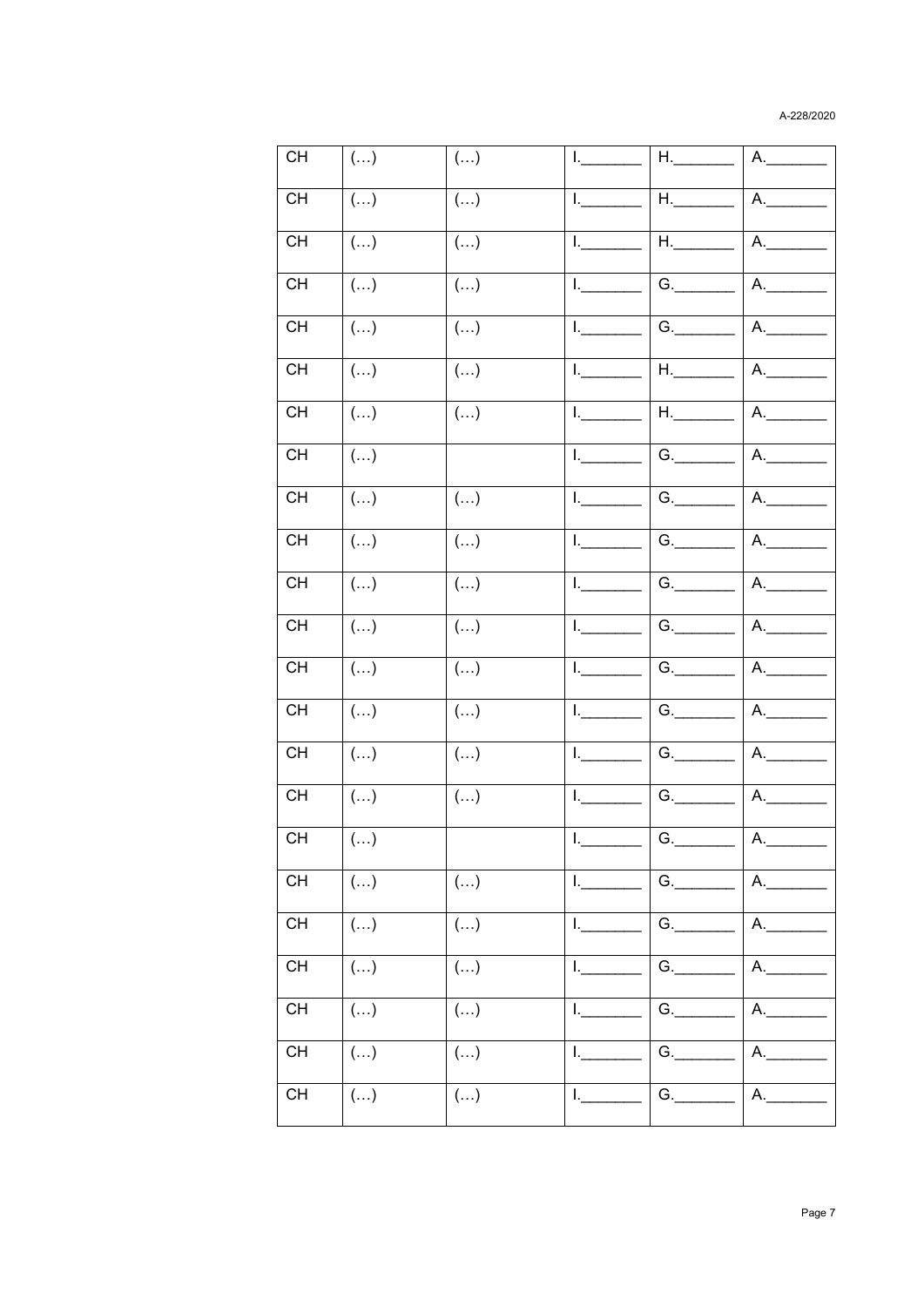| CH | (…) | (…) | I.\_\_\_\_\_\_\_ | H.\_\_\_\_\_\_\_ | A.\_\_\_\_\_\_\_ |
|---|---|---|---|---|---|
| CH | (…) | (…) | I.\_\_\_\_\_\_\_ | H.\_\_\_\_\_\_\_ | A.\_\_\_\_\_\_\_ |
| CH | (…) | (…) | I.\_\_\_\_\_\_\_ | H.\_\_\_\_\_\_\_ | A.\_\_\_\_\_\_\_ |
| CH | (…) | (…) | I.\_\_\_\_\_\_\_ | G.\_\_\_\_\_\_\_ | A.\_\_\_\_\_\_\_ |
| CH | (…) | (…) | I.\_\_\_\_\_\_\_ | G.\_\_\_\_\_\_\_ | A.\_\_\_\_\_\_\_ |
| CH | (…) | (…) | I.\_\_\_\_\_\_\_ | H.\_\_\_\_\_\_\_ | A.\_\_\_\_\_\_\_ |
| CH | (…) | (…) | I.\_\_\_\_\_\_\_ | H.\_\_\_\_\_\_\_ | A.\_\_\_\_\_\_\_ |
| CH | (…) | | I.\_\_\_\_\_\_\_ | G.\_\_\_\_\_\_\_ | A.\_\_\_\_\_\_\_ |
| CH | (…) | (…) | I.\_\_\_\_\_\_\_ | G.\_\_\_\_\_\_\_ | A.\_\_\_\_\_\_\_ |
| CH | (…) | (…) | I.\_\_\_\_\_\_\_ | G.\_\_\_\_\_\_\_ | A.\_\_\_\_\_\_\_ |
| CH | (…) | (…) | I.\_\_\_\_\_\_\_ | G.\_\_\_\_\_\_\_ | A.\_\_\_\_\_\_\_ |
| CH | (…) | (…) | I.\_\_\_\_\_\_\_ | G.\_\_\_\_\_\_\_ | A.\_\_\_\_\_\_\_ |
| CH | (…) | (…) | I.\_\_\_\_\_\_\_ | G.\_\_\_\_\_\_\_ | A.\_\_\_\_\_\_\_ |
| CH | (…) | (…) | I.\_\_\_\_\_\_\_ | G.\_\_\_\_\_\_\_ | A.\_\_\_\_\_\_\_ |
| CH | (…) | (…) | I.\_\_\_\_\_\_\_ | G.\_\_\_\_\_\_\_ | A.\_\_\_\_\_\_\_ |
| CH | (…) | (…) | I.\_\_\_\_\_\_\_ | G.\_\_\_\_\_\_\_ | A.\_\_\_\_\_\_\_ |
| CH | (…) | | I.\_\_\_\_\_\_\_ | G.\_\_\_\_\_\_\_ | A.\_\_\_\_\_\_\_ |
| CH | (…) | (…) | I.\_\_\_\_\_\_\_ | G.\_\_\_\_\_\_\_ | A.\_\_\_\_\_\_\_ |
| CH | (…) | (…) | I.\_\_\_\_\_\_\_ | G.\_\_\_\_\_\_\_ | A.\_\_\_\_\_\_\_ |
| CH | (…) | (…) | I.\_\_\_\_\_\_\_ | G.\_\_\_\_\_\_\_ | A.\_\_\_\_\_\_\_ |
| CH | (…) | (…) | I.\_\_\_\_\_\_\_ | G.\_\_\_\_\_\_\_ | A.\_\_\_\_\_\_\_ |
| CH | (…) | (…) | I.\_\_\_\_\_\_\_ | G.\_\_\_\_\_\_\_ | A.\_\_\_\_\_\_\_ |
| CH | (…) | (…) | I.\_\_\_\_\_\_\_ | G.\_\_\_\_\_\_\_ | A.\_\_\_\_\_\_\_ |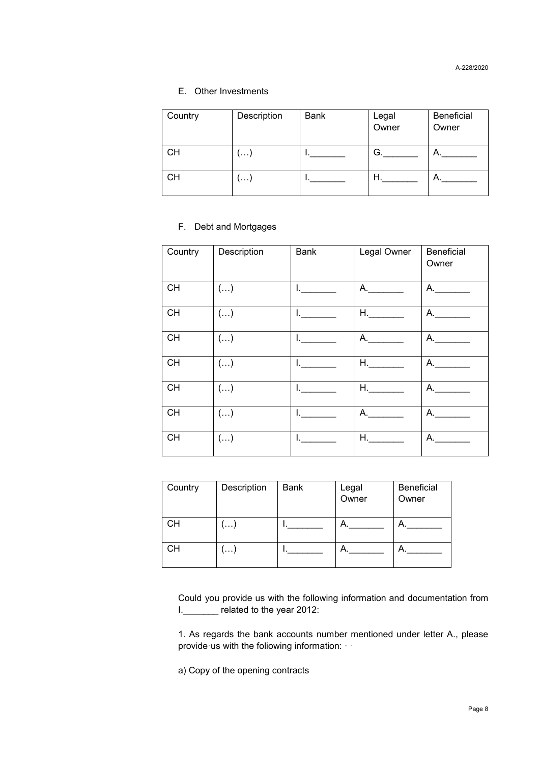E. Other Investments

| Country | Description | Bank | Legal Owner | Beneficial Owner |
|---|---|---|---|---|
| CH | (…) | I._______ | G._______ | A._______ |
| CH | (…) | I._______ | H._______ | A._______ |

F. Debt and Mortgages

| Country | Description | Bank | Legal Owner | Beneficial Owner |
|---|---|---|---|---|
| CH | (…) | I._______ | A._______ | A._______ |
| CH | (…) | I._______ | H._______ | A._______ |
| CH | (…) | I._______ | A._______ | A._______ |
| CH | (…) | I._______ | H._______ | A._______ |
| CH | (…) | I._______ | H._______ | A._______ |
| CH | (…) | I._______ | A._______ | A._______ |
| CH | (…) | I._______ | H._______ | A._______ |

| Country | Description | Bank | Legal Owner | Beneficial Owner |
|---|---|---|---|---|
| CH | (…) | I._______ | A._______ | A._______ |
| CH | (…) | I._______ | A._______ | A._______ |

Could you provide us with the following information and documentation from I._______ related to the year 2012:

1. As regards the bank accounts number mentioned under letter A., please provide us with the following information:

a) Copy of the opening contracts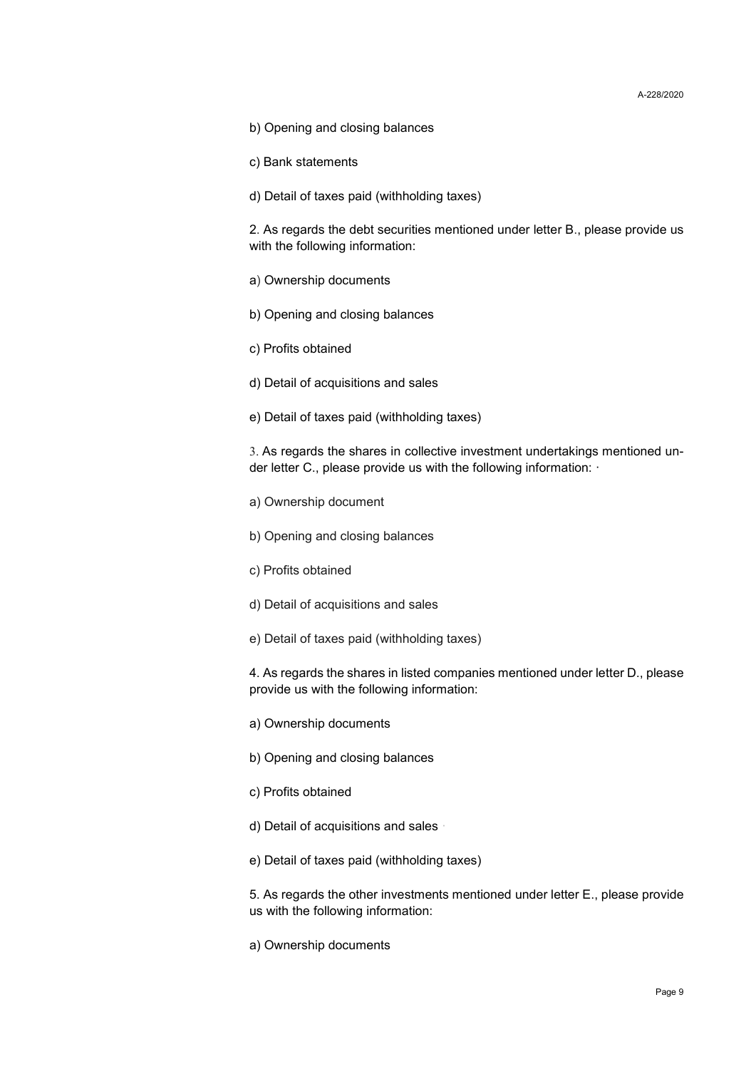b) Opening and closing balances

c) Bank statements

d) Detail of taxes paid (withholding taxes)

2. As regards the debt securities mentioned under letter B., please provide us with the following information:

a) Ownership documents

b) Opening and closing balances

c) Profits obtained

d) Detail of acquisitions and sales

e) Detail of taxes paid (withholding taxes)

3. As regards the shares in collective investment undertakings mentioned under letter C., please provide us with the following information:

a) Ownership document

b) Opening and closing balances

c) Profits obtained

d) Detail of acquisitions and sales

e) Detail of taxes paid (withholding taxes)

4. As regards the shares in listed companies mentioned under letter D., please provide us with the following information:

a) Ownership documents

b) Opening and closing balances

c) Profits obtained

d) Detail of acquisitions and sales

e) Detail of taxes paid (withholding taxes)

5. As regards the other investments mentioned under letter E., please provide us with the following information:

a) Ownership documents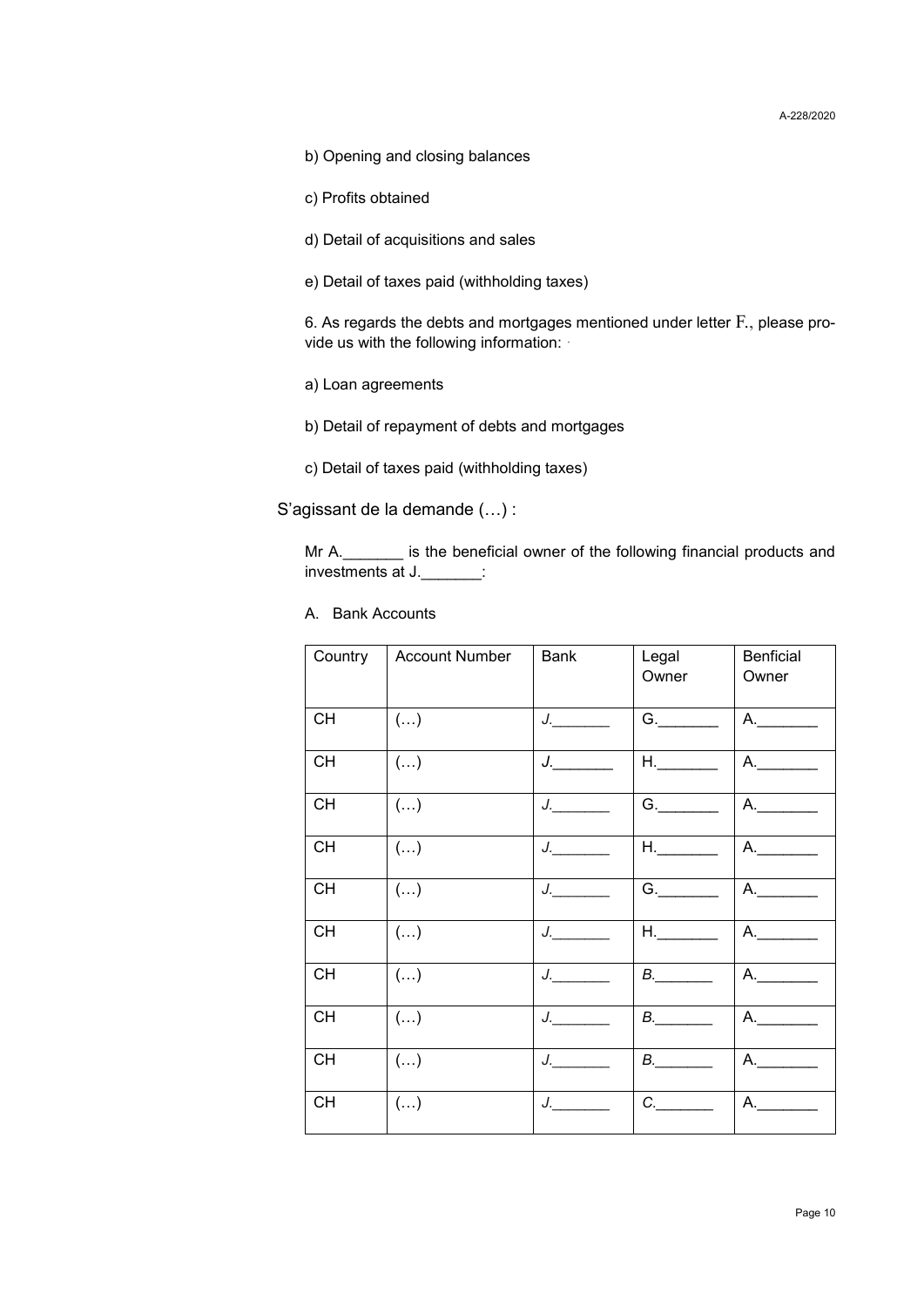b) Opening and closing balances

c) Profits obtained

d) Detail of acquisitions and sales

e) Detail of taxes paid (withholding taxes)

6. As regards the debts and mortgages mentioned under letter F., please provide us with the following information:

a) Loan agreements

b) Detail of repayment of debts and mortgages

c) Detail of taxes paid (withholding taxes)

S'agissant de la demande (…) :

Mr A._______ is the beneficial owner of the following financial products and investments at J._______:

A. Bank Accounts

| Country | Account Number | Bank | Legal Owner | Benficial Owner |
|---|---|---|---|---|
| CH | (…) | J._______ | G._______ | A._______ |
| CH | (…) | J._______ | H._______ | A._______ |
| CH | (…) | J._______ | G._______ | A._______ |
| CH | (…) | J._______ | H._______ | A._______ |
| CH | (…) | J._______ | G._______ | A._______ |
| CH | (…) | J._______ | H._______ | A._______ |
| CH | (…) | J._______ | B._______ | A._______ |
| CH | (…) | J._______ | B._______ | A._______ |
| CH | (…) | J._______ | B._______ | A._______ |
| CH | (…) | J._______ | C._______ | A._______ |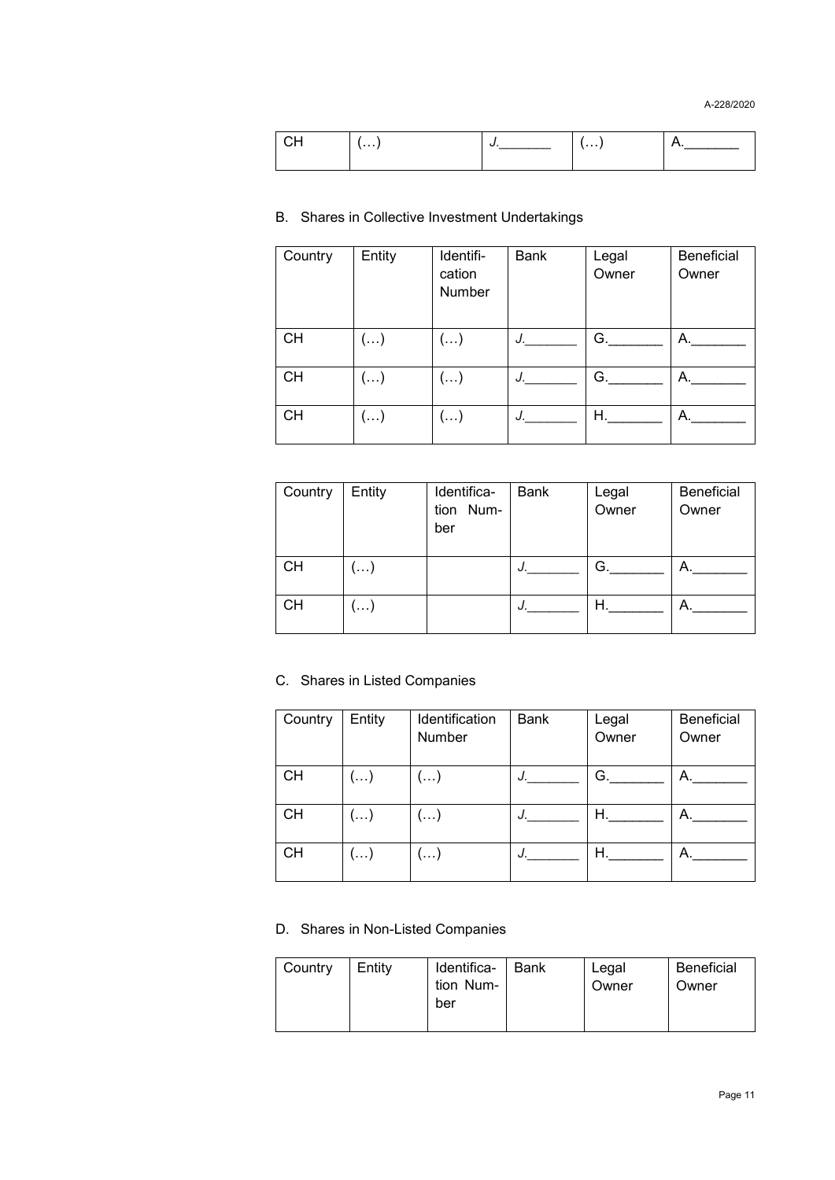| CH | (…) | J._______ | (…) | A._______ |
|---|---|---|---|---|

B. Shares in Collective Investment Undertakings

| Country | Entity | Identification Number | Bank | Legal Owner | Beneficial Owner |
|---|---|---|---|---|---|
| CH | (…) | (…) | J._______ | G._______ | A._______ |
| CH | (…) | (…) | J._______ | G._______ | A._______ |
| CH | (…) | (…) | J._______ | H._______ | A._______ |

| Country | Entity | Identification Number | Bank | Legal Owner | Beneficial Owner |
|---|---|---|---|---|---|
| CH | (…) | | J._______ | G._______ | A._______ |
| CH | (…) | | J._______ | H._______ | A._______ |

C. Shares in Listed Companies

| Country | Entity | Identification Number | Bank | Legal Owner | Beneficial Owner |
|---|---|---|---|---|---|
| CH | (…) | (…) | J._______ | G._______ | A._______ |
| CH | (…) | (…) | J._______ | H._______ | A._______ |
| CH | (…) | (…) | J._______ | H._______ | A._______ |

D. Shares in Non-Listed Companies

| Country | Entity | Identification Number | Bank | Legal Owner | Beneficial Owner |
|---|---|---|---|---|---|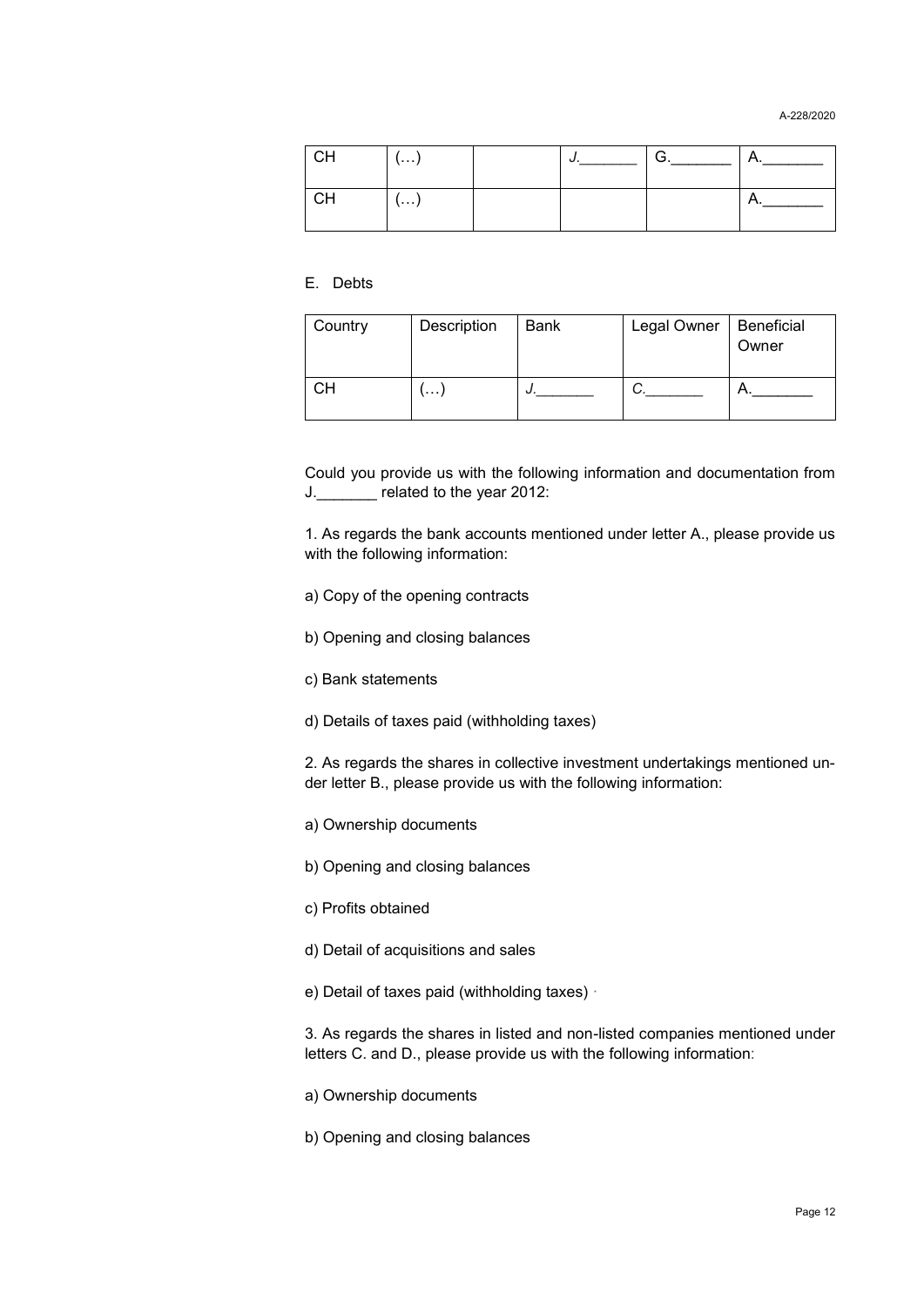| CH | (…) | | J.\_\_\_\_\_\_\_ | G.\_\_\_\_\_\_\_ | A.\_\_\_\_\_\_\_ |
|---|---|---|---|---|---|
| CH | (…) | | | | A.\_\_\_\_\_\_\_ |

E. Debts

| Country | Description | Bank | Legal Owner | Beneficial Owner |
|---|---|---|---|---|
| CH | (…) | J.\_\_\_\_\_\_\_ | C.\_\_\_\_\_\_\_ | A.\_\_\_\_\_\_\_ |

Could you provide us with the following information and documentation from J.\_\_\_\_\_\_\_ related to the year 2012:

1. As regards the bank accounts mentioned under letter A., please provide us with the following information:

a) Copy of the opening contracts

b) Opening and closing balances

c) Bank statements

d) Details of taxes paid (withholding taxes)

2. As regards the shares in collective investment undertakings mentioned under letter B., please provide us with the following information:

a) Ownership documents

b) Opening and closing balances

c) Profits obtained

d) Detail of acquisitions and sales

e) Detail of taxes paid (withholding taxes)

3. As regards the shares in listed and non-listed companies mentioned under letters C. and D., please provide us with the following information:

a) Ownership documents

b) Opening and closing balances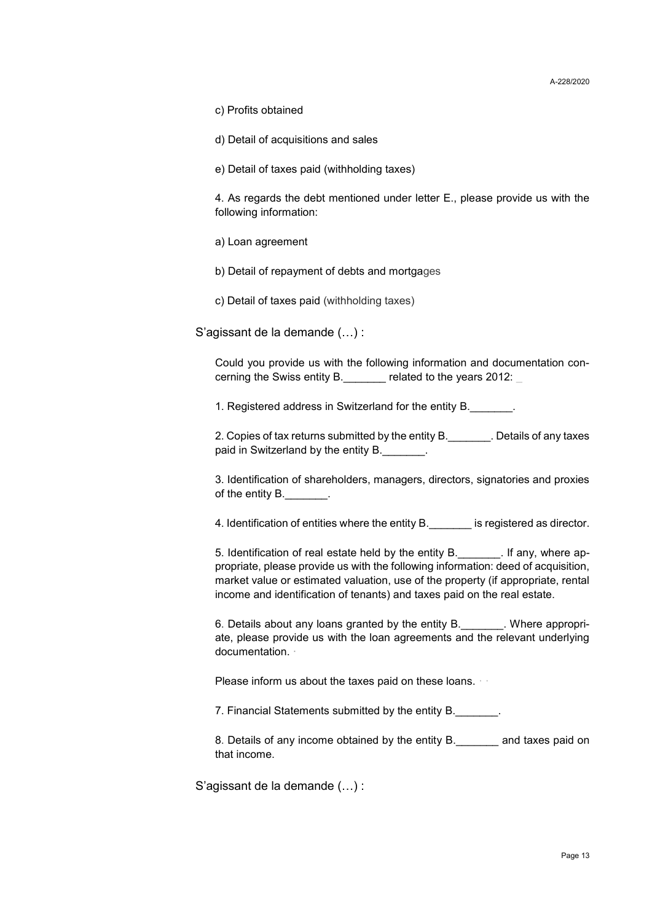c) Profits obtained

d) Detail of acquisitions and sales

e) Detail of taxes paid (withholding taxes)

4. As regards the debt mentioned under letter E., please provide us with the following information:

a) Loan agreement

b) Detail of repayment of debts and mortgages

c) Detail of taxes paid (withholding taxes)

S'agissant de la demande (…) :

Could you provide us with the following information and documentation concerning the Swiss entity B._______ related to the years 2012:

1. Registered address in Switzerland for the entity B._______.

2. Copies of tax returns submitted by the entity B._______. Details of any taxes paid in Switzerland by the entity B._______.

3. Identification of shareholders, managers, directors, signatories and proxies of the entity B._______.

4. Identification of entities where the entity B._______ is registered as director.

5. Identification of real estate held by the entity B._______. If any, where appropriate, please provide us with the following information: deed of acquisition, market value or estimated valuation, use of the property (if appropriate, rental income and identification of tenants) and taxes paid on the real estate.

6. Details about any loans granted by the entity B._______. Where appropriate, please provide us with the loan agreements and the relevant underlying documentation.

Please inform us about the taxes paid on these loans.

7. Financial Statements submitted by the entity B._______.

8. Details of any income obtained by the entity B._______ and taxes paid on that income.

S'agissant de la demande (…) :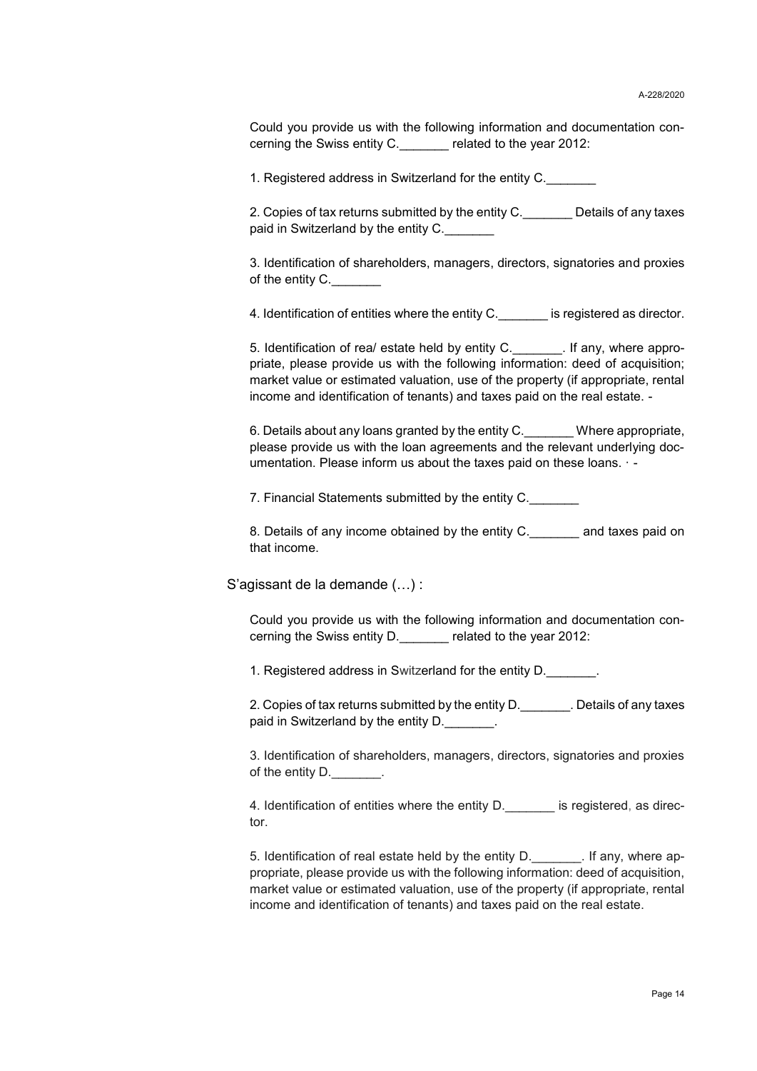Could you provide us with the following information and documentation concerning the Swiss entity C._______ related to the year 2012:

1. Registered address in Switzerland for the entity C._______

2. Copies of tax returns submitted by the entity C._______ Details of any taxes paid in Switzerland by the entity C._______

3. Identification of shareholders, managers, directors, signatories and proxies of the entity C._______

4. Identification of entities where the entity C._______ is registered as director.

5. Identification of rea/ estate held by entity C._______. If any, where appropriate, please provide us with the following information: deed of acquisition; market value or estimated valuation, use of the property (if appropriate, rental income and identification of tenants) and taxes paid on the real estate. -

6. Details about any loans granted by the entity C._______ Where appropriate, please provide us with the loan agreements and the relevant underlying documentation. Please inform us about the taxes paid on these loans. · -

7. Financial Statements submitted by the entity C._______

8. Details of any income obtained by the entity C._______ and taxes paid on that income.

S'agissant de la demande (…) :

Could you provide us with the following information and documentation concerning the Swiss entity D._______ related to the year 2012:

1. Registered address in Switzerland for the entity D._______.

2. Copies of tax returns submitted by the entity D._______. Details of any taxes paid in Switzerland by the entity D._______.

3. Identification of shareholders, managers, directors, signatories and proxies of the entity D._______.

4. Identification of entities where the entity D._______ is registered, as director.

5. Identification of real estate held by the entity D._______. If any, where appropriate, please provide us with the following information: deed of acquisition, market value or estimated valuation, use of the property (if appropriate, rental income and identification of tenants) and taxes paid on the real estate.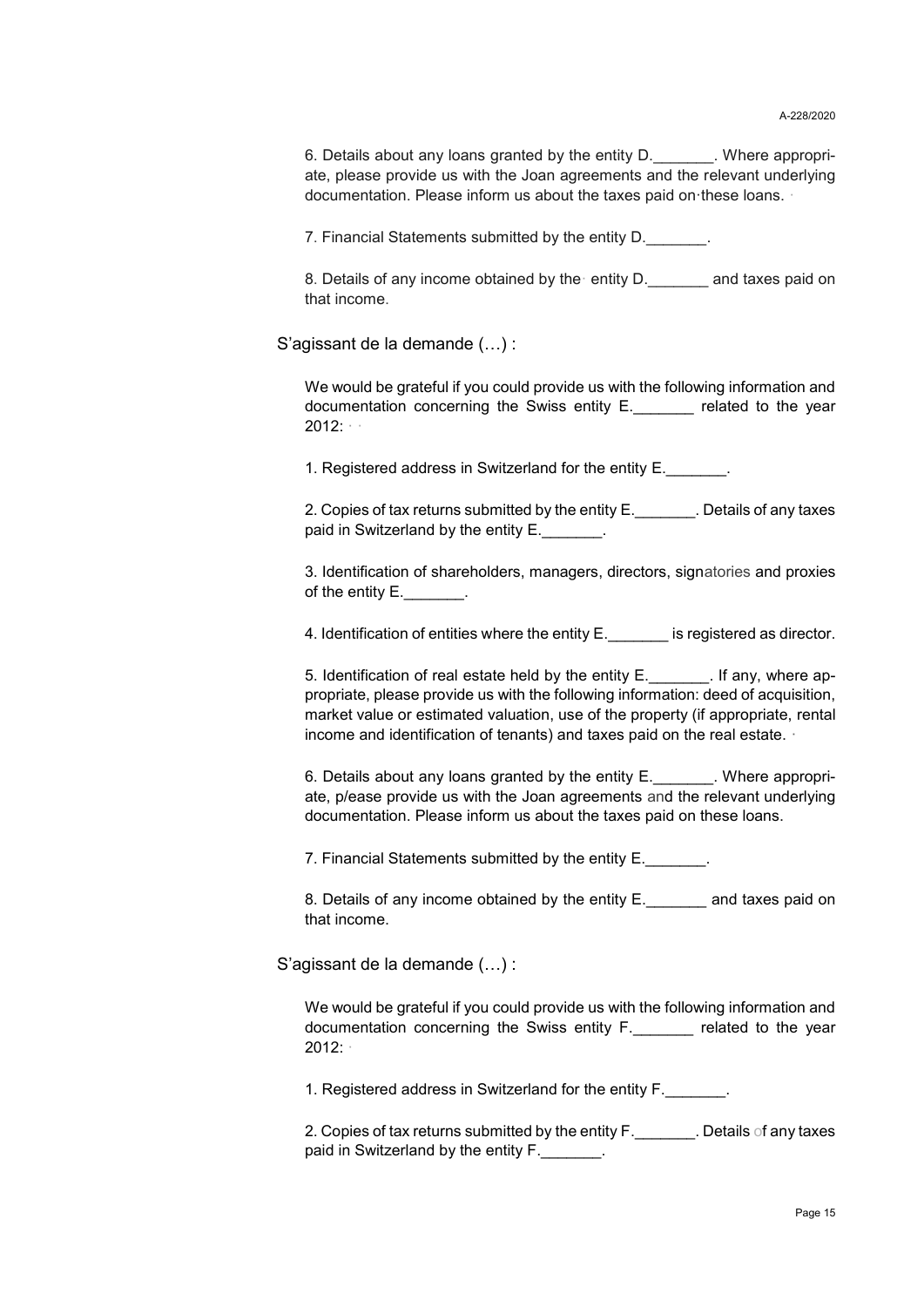6. Details about any loans granted by the entity D.\_\_\_\_\_\_\_. Where appropriate, please provide us with the Joan agreements and the relevant underlying documentation. Please inform us about the taxes paid on·these loans.

7. Financial Statements submitted by the entity D._______.

8. Details of any income obtained by the entity D._______ and taxes paid on that income.

S'agissant de la demande (…) :

We would be grateful if you could provide us with the following information and documentation concerning the Swiss entity E._______ related to the year 2012:

1. Registered address in Switzerland for the entity E._______.

2. Copies of tax returns submitted by the entity E._______. Details of any taxes paid in Switzerland by the entity E._______.

3. Identification of shareholders, managers, directors, signatories and proxies of the entity E._______.

4. Identification of entities where the entity E._______ is registered as director.

5. Identification of real estate held by the entity E._______. If any, where appropriate, please provide us with the following information: deed of acquisition, market value or estimated valuation, use of the property (if appropriate, rental income and identification of tenants) and taxes paid on the real estate.

6. Details about any loans granted by the entity E._______. Where appropriate, p/ease provide us with the Joan agreements and the relevant underlying documentation. Please inform us about the taxes paid on these loans.

7. Financial Statements submitted by the entity E._______.

8. Details of any income obtained by the entity E._______ and taxes paid on that income.

S'agissant de la demande (…) :

We would be grateful if you could provide us with the following information and documentation concerning the Swiss entity F._______ related to the year 2012:

1. Registered address in Switzerland for the entity F._______.

2. Copies of tax returns submitted by the entity F._______. Details of any taxes paid in Switzerland by the entity F._______.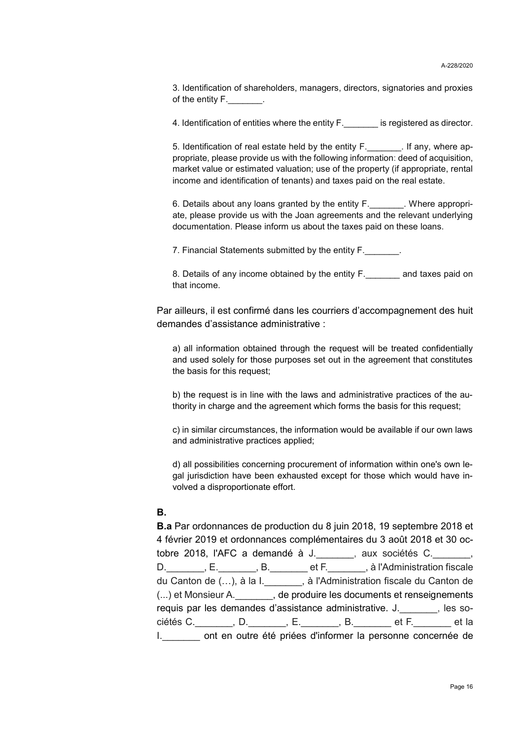3. Identification of shareholders, managers, directors, signatories and proxies of the entity F._______.

4. Identification of entities where the entity F._______ is registered as director.

5. Identification of real estate held by the entity F._______. If any, where appropriate, please provide us with the following information: deed of acquisition, market value or estimated valuation; use of the property (if appropriate, rental income and identification of tenants) and taxes paid on the real estate.

6. Details about any loans granted by the entity F._______. Where appropriate, please provide us with the Joan agreements and the relevant underlying documentation. Please inform us about the taxes paid on these loans.

7. Financial Statements submitted by the entity F._______.

8. Details of any income obtained by the entity F._______ and taxes paid on that income.

Par ailleurs, il est confirmé dans les courriers d'accompagnement des huit demandes d'assistance administrative :

a) all information obtained through the request will be treated confidentially and used solely for those purposes set out in the agreement that constitutes the basis for this request;

b) the request is in line with the laws and administrative practices of the authority in charge and the agreement which forms the basis for this request;

c) in similar circumstances, the information would be available if our own laws and administrative practices applied;

d) all possibilities concerning procurement of information within one's own legal jurisdiction have been exhausted except for those which would have involved a disproportionate effort.

**B.**

**B.a** Par ordonnances de production du 8 juin 2018, 19 septembre 2018 et 4 février 2019 et ordonnances complémentaires du 3 août 2018 et 30 octobre 2018, l'AFC a demandé à J._______, aux sociétés C._______, D._______, E._______, B._______ et F._______, à l'Administration fiscale du Canton de (…), à la I._______, à l'Administration fiscale du Canton de (...) et Monsieur A._______, de produire les documents et renseignements requis par les demandes d'assistance administrative. J._______, les sociétés C._______, D._______, E._______, B._______ et F._______ et la I._______ ont en outre été priées d'informer la personne concernée de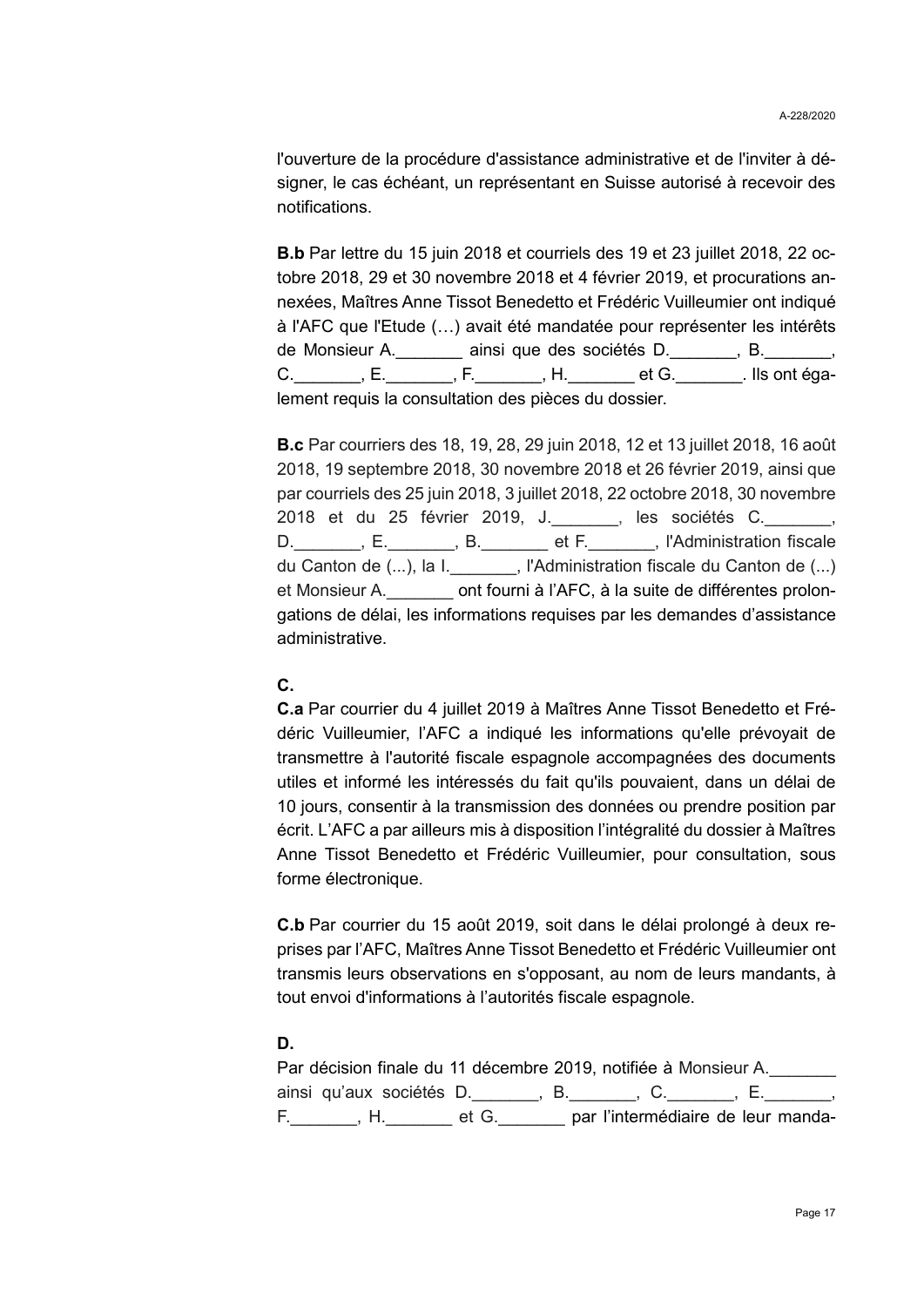l'ouverture de la procédure d'assistance administrative et de l'inviter à désigner, le cas échéant, un représentant en Suisse autorisé à recevoir des notifications.

**B.b** Par lettre du 15 juin 2018 et courriels des 19 et 23 juillet 2018, 22 octobre 2018, 29 et 30 novembre 2018 et 4 février 2019, et procurations annexées, Maîtres Anne Tissot Benedetto et Frédéric Vuilleumier ont indiqué à l'AFC que l'Etude (…) avait été mandatée pour représenter les intérêts de Monsieur A._______ ainsi que des sociétés D._______, B._______, C._______, E._______, F._______, H._______ et G._______. Ils ont également requis la consultation des pièces du dossier.

**B.c** Par courriers des 18, 19, 28, 29 juin 2018, 12 et 13 juillet 2018, 16 août 2018, 19 septembre 2018, 30 novembre 2018 et 26 février 2019, ainsi que par courriels des 25 juin 2018, 3 juillet 2018, 22 octobre 2018, 30 novembre 2018 et du 25 février 2019, J._______, les sociétés C._______, D._______, E._______, B._______ et F._______, l'Administration fiscale du Canton de (...), la I._______, l'Administration fiscale du Canton de (...) et Monsieur A._______ ont fourni à l'AFC, à la suite de différentes prolongations de délai, les informations requises par les demandes d'assistance administrative.

**C.**

**C.a** Par courrier du 4 juillet 2019 à Maîtres Anne Tissot Benedetto et Frédéric Vuilleumier, l'AFC a indiqué les informations qu'elle prévoyait de transmettre à l'autorité fiscale espagnole accompagnées des documents utiles et informé les intéressés du fait qu'ils pouvaient, dans un délai de 10 jours, consentir à la transmission des données ou prendre position par écrit. L'AFC a par ailleurs mis à disposition l'intégralité du dossier à Maîtres Anne Tissot Benedetto et Frédéric Vuilleumier, pour consultation, sous forme électronique.

**C.b** Par courrier du 15 août 2019, soit dans le délai prolongé à deux reprises par l'AFC, Maîtres Anne Tissot Benedetto et Frédéric Vuilleumier ont transmis leurs observations en s'opposant, au nom de leurs mandants, à tout envoi d'informations à l'autorités fiscale espagnole.

**D.**

Par décision finale du 11 décembre 2019, notifiée à Monsieur A._______ ainsi qu'aux sociétés D._______, B._______, C._______, E._______, F._______, H._______ et G._______ par l'intermédiaire de leur manda-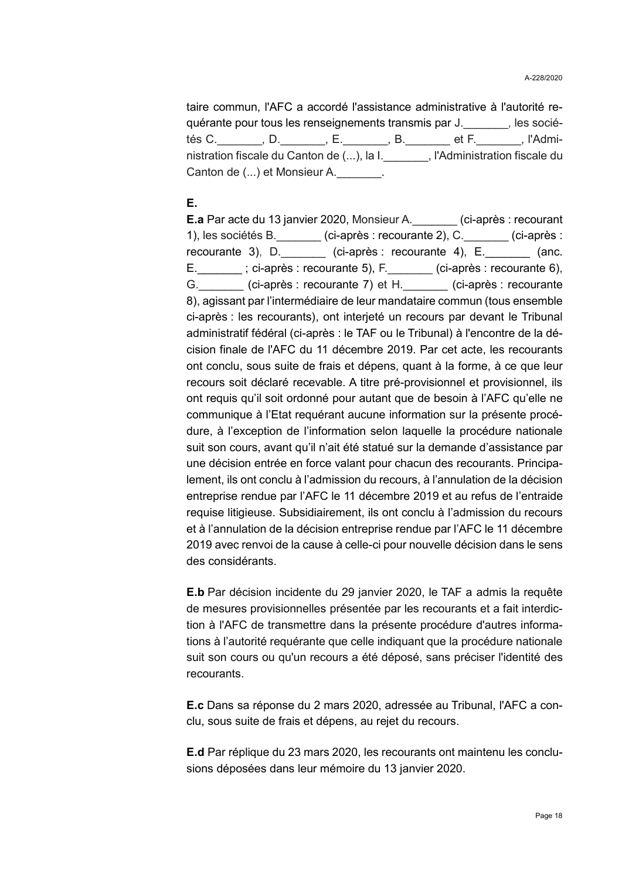taire commun, l'AFC a accordé l'assistance administrative à l'autorité requérante pour tous les renseignements transmis par J._______, les sociétés C._______, D._______, E._______, B._______ et F._______, l'Administration fiscale du Canton de (...), la I._______, l'Administration fiscale du Canton de (...) et Monsieur A._______.

**E.**

**E.a** Par acte du 13 janvier 2020, Monsieur A._______ (ci-après : recourant 1), les sociétés B._______ (ci-après : recourante 2), C._______ (ci-après : recourante 3), D._______ (ci-après : recourante 4), E._______ (anc. E._______ ; ci-après : recourante 5), F._______ (ci-après : recourante 6), G._______ (ci-après : recourante 7) et H._______ (ci-après : recourante 8), agissant par l'intermédiaire de leur mandataire commun (tous ensemble ci-après : les recourants), ont interjeté un recours par devant le Tribunal administratif fédéral (ci-après : le TAF ou le Tribunal) à l'encontre de la décision finale de l'AFC du 11 décembre 2019. Par cet acte, les recourants ont conclu, sous suite de frais et dépens, quant à la forme, à ce que leur recours soit déclaré recevable. A titre pré-provisionnel et provisionnel, ils ont requis qu'il soit ordonné pour autant que de besoin à l'AFC qu'elle ne communique à l'Etat requérant aucune information sur la présente procédure, à l'exception de l'information selon laquelle la procédure nationale suit son cours, avant qu'il n'ait été statué sur la demande d'assistance par une décision entrée en force valant pour chacun des recourants. Principalement, ils ont conclu à l'admission du recours, à l'annulation de la décision entreprise rendue par l'AFC le 11 décembre 2019 et au refus de l'entraide requise litigieuse. Subsidiairement, ils ont conclu à l'admission du recours et à l'annulation de la décision entreprise rendue par l'AFC le 11 décembre 2019 avec renvoi de la cause à celle-ci pour nouvelle décision dans le sens des considérants.

**E.b** Par décision incidente du 29 janvier 2020, le TAF a admis la requête de mesures provisionnelles présentée par les recourants et a fait interdiction à l'AFC de transmettre dans la présente procédure d'autres informations à l'autorité requérante que celle indiquant que la procédure nationale suit son cours ou qu'un recours a été déposé, sans préciser l'identité des recourants.

**E.c** Dans sa réponse du 2 mars 2020, adressée au Tribunal, l'AFC a conclu, sous suite de frais et dépens, au rejet du recours.

**E.d** Par réplique du 23 mars 2020, les recourants ont maintenu les conclusions déposées dans leur mémoire du 13 janvier 2020.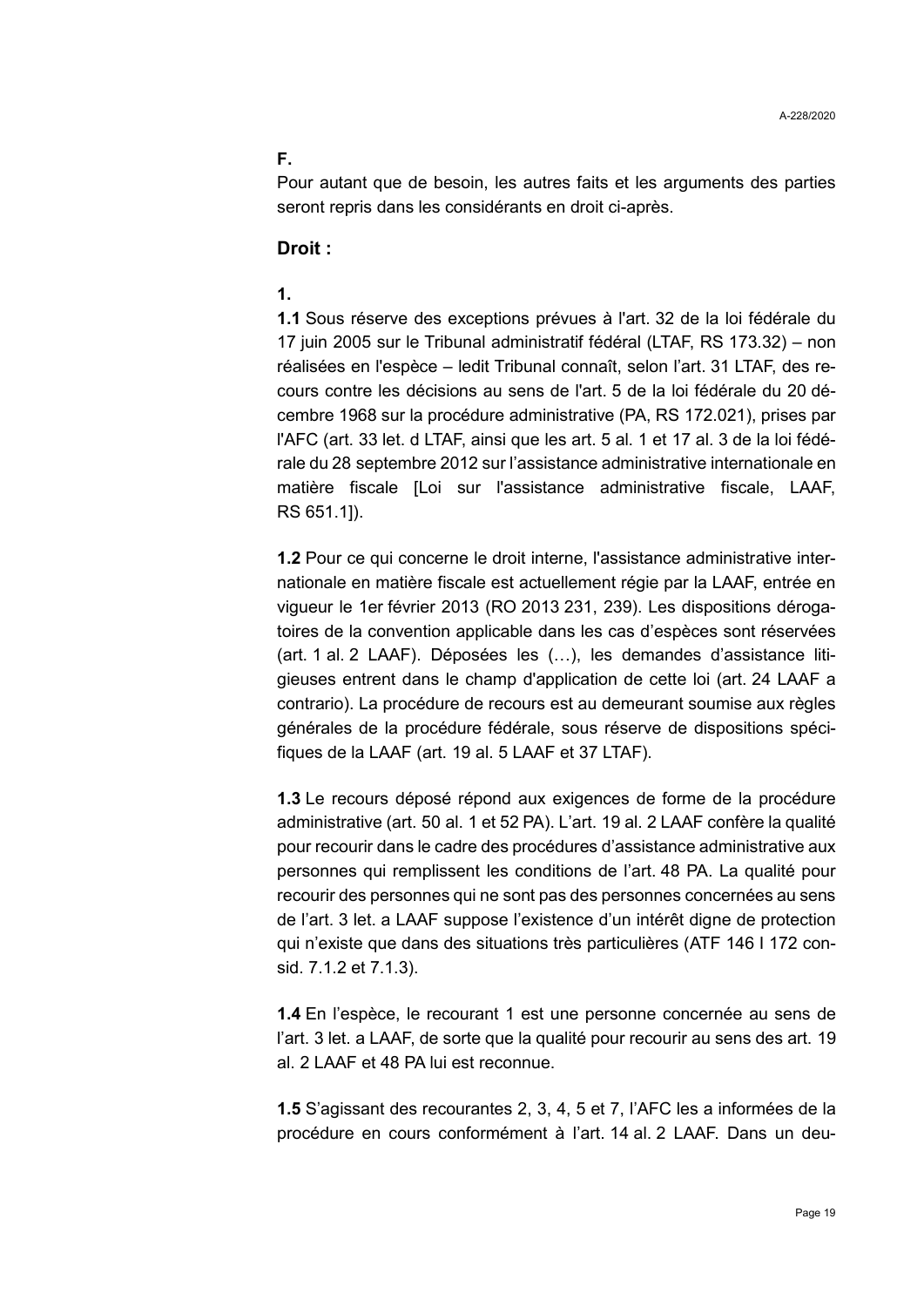**F.**

Pour autant que de besoin, les autres faits et les arguments des parties seront repris dans les considérants en droit ci-après.

**Droit :**

**1.**

**1.1** Sous réserve des exceptions prévues à l'art. 32 de la loi fédérale du 17 juin 2005 sur le Tribunal administratif fédéral (LTAF, RS 173.32) – non réalisées en l'espèce – ledit Tribunal connaît, selon l'art. 31 LTAF, des recours contre les décisions au sens de l'art. 5 de la loi fédérale du 20 décembre 1968 sur la procédure administrative (PA, RS 172.021), prises par l'AFC (art. 33 let. d LTAF, ainsi que les art. 5 al. 1 et 17 al. 3 de la loi fédérale du 28 septembre 2012 sur l'assistance administrative internationale en matière fiscale [Loi sur l'assistance administrative fiscale, LAAF, RS 651.1]).

**1.2** Pour ce qui concerne le droit interne, l'assistance administrative internationale en matière fiscale est actuellement régie par la LAAF, entrée en vigueur le 1er février 2013 (RO 2013 231, 239). Les dispositions dérogatoires de la convention applicable dans les cas d'espèces sont réservées (art. 1 al. 2 LAAF). Déposées les (…), les demandes d'assistance litigieuses entrent dans le champ d'application de cette loi (art. 24 LAAF a contrario). La procédure de recours est au demeurant soumise aux règles générales de la procédure fédérale, sous réserve de dispositions spécifiques de la LAAF (art. 19 al. 5 LAAF et 37 LTAF).

**1.3** Le recours déposé répond aux exigences de forme de la procédure administrative (art. 50 al. 1 et 52 PA). L'art. 19 al. 2 LAAF confère la qualité pour recourir dans le cadre des procédures d'assistance administrative aux personnes qui remplissent les conditions de l'art. 48 PA. La qualité pour recourir des personnes qui ne sont pas des personnes concernées au sens de l'art. 3 let. a LAAF suppose l'existence d'un intérêt digne de protection qui n'existe que dans des situations très particulières (ATF 146 I 172 consid. 7.1.2 et 7.1.3).

**1.4** En l'espèce, le recourant 1 est une personne concernée au sens de l'art. 3 let. a LAAF, de sorte que la qualité pour recourir au sens des art. 19 al. 2 LAAF et 48 PA lui est reconnue.

**1.5** S'agissant des recourantes 2, 3, 4, 5 et 7, l'AFC les a informées de la procédure en cours conformément à l'art. 14 al. 2 LAAF. Dans un deu-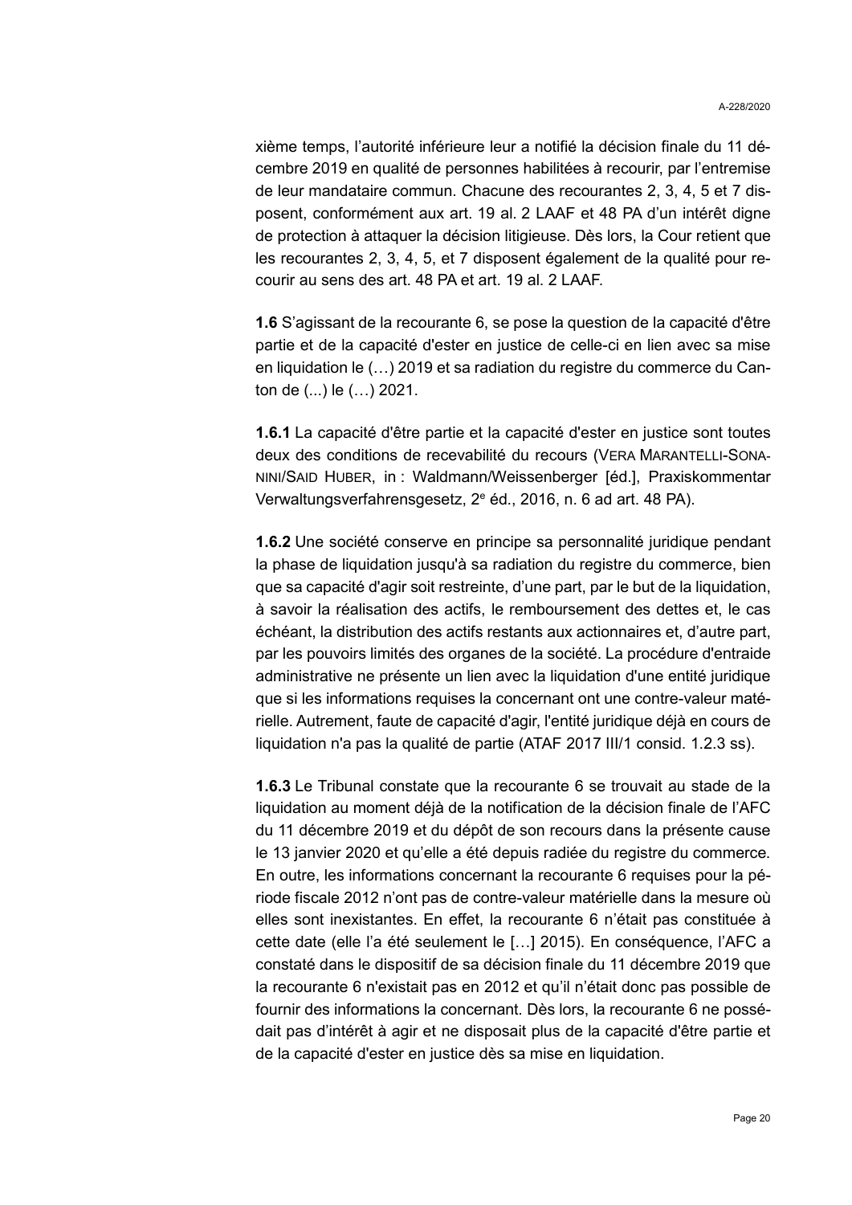xième temps, l'autorité inférieure leur a notifié la décision finale du 11 décembre 2019 en qualité de personnes habilitées à recourir, par l'entremise de leur mandataire commun. Chacune des recourantes 2, 3, 4, 5 et 7 disposent, conformément aux art. 19 al. 2 LAAF et 48 PA d'un intérêt digne de protection à attaquer la décision litigieuse. Dès lors, la Cour retient que les recourantes 2, 3, 4, 5, et 7 disposent également de la qualité pour recourir au sens des art. 48 PA et art. 19 al. 2 LAAF.

**1.6** S'agissant de la recourante 6, se pose la question de la capacité d'être partie et de la capacité d'ester en justice de celle-ci en lien avec sa mise en liquidation le (…) 2019 et sa radiation du registre du commerce du Canton de (...) le (…) 2021.

**1.6.1** La capacité d'être partie et la capacité d'ester en justice sont toutes deux des conditions de recevabilité du recours (VERA MARANTELLI-SONANINI/SAID HUBER, in : Waldmann/Weissenberger [éd.], Praxiskommentar Verwaltungsverfahrensgesetz, 2e éd., 2016, n. 6 ad art. 48 PA).

**1.6.2** Une société conserve en principe sa personnalité juridique pendant la phase de liquidation jusqu'à sa radiation du registre du commerce, bien que sa capacité d'agir soit restreinte, d'une part, par le but de la liquidation, à savoir la réalisation des actifs, le remboursement des dettes et, le cas échéant, la distribution des actifs restants aux actionnaires et, d'autre part, par les pouvoirs limités des organes de la société. La procédure d'entraide administrative ne présente un lien avec la liquidation d'une entité juridique que si les informations requises la concernant ont une contre-valeur matérielle. Autrement, faute de capacité d'agir, l'entité juridique déjà en cours de liquidation n'a pas la qualité de partie (ATAF 2017 III/1 consid. 1.2.3 ss).

**1.6.3** Le Tribunal constate que la recourante 6 se trouvait au stade de la liquidation au moment déjà de la notification de la décision finale de l'AFC du 11 décembre 2019 et du dépôt de son recours dans la présente cause le 13 janvier 2020 et qu'elle a été depuis radiée du registre du commerce. En outre, les informations concernant la recourante 6 requises pour la période fiscale 2012 n'ont pas de contre-valeur matérielle dans la mesure où elles sont inexistantes. En effet, la recourante 6 n'était pas constituée à cette date (elle l'a été seulement le […] 2015). En conséquence, l'AFC a constaté dans le dispositif de sa décision finale du 11 décembre 2019 que la recourante 6 n'existait pas en 2012 et qu'il n'était donc pas possible de fournir des informations la concernant. Dès lors, la recourante 6 ne possédait pas d'intérêt à agir et ne disposait plus de la capacité d'être partie et de la capacité d'ester en justice dès sa mise en liquidation.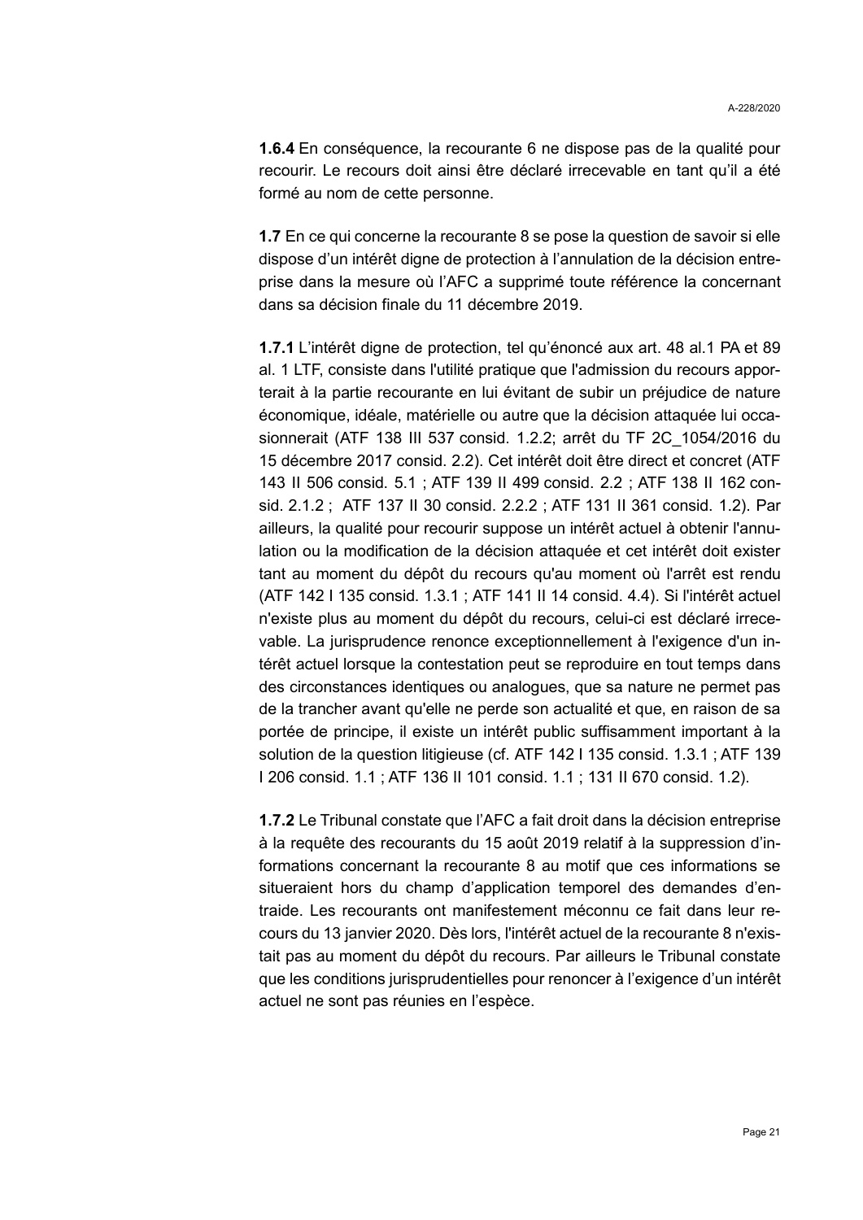**1.6.4** En conséquence, la recourante 6 ne dispose pas de la qualité pour recourir. Le recours doit ainsi être déclaré irrecevable en tant qu'il a été formé au nom de cette personne.

**1.7** En ce qui concerne la recourante 8 se pose la question de savoir si elle dispose d'un intérêt digne de protection à l'annulation de la décision entreprise dans la mesure où l'AFC a supprimé toute référence la concernant dans sa décision finale du 11 décembre 2019.

**1.7.1** L'intérêt digne de protection, tel qu'énoncé aux art. 48 al.1 PA et 89 al. 1 LTF, consiste dans l'utilité pratique que l'admission du recours apporterait à la partie recourante en lui évitant de subir un préjudice de nature économique, idéale, matérielle ou autre que la décision attaquée lui occasionnerait (ATF 138 III 537 consid. 1.2.2; arrêt du TF 2C_1054/2016 du 15 décembre 2017 consid. 2.2). Cet intérêt doit être direct et concret (ATF 143 II 506 consid. 5.1 ; ATF 139 II 499 consid. 2.2 ; ATF 138 II 162 consid. 2.1.2 ; ATF 137 II 30 consid. 2.2.2 ; ATF 131 II 361 consid. 1.2). Par ailleurs, la qualité pour recourir suppose un intérêt actuel à obtenir l'annulation ou la modification de la décision attaquée et cet intérêt doit exister tant au moment du dépôt du recours qu'au moment où l'arrêt est rendu (ATF 142 I 135 consid. 1.3.1 ; ATF 141 II 14 consid. 4.4). Si l'intérêt actuel n'existe plus au moment du dépôt du recours, celui-ci est déclaré irrecevable. La jurisprudence renonce exceptionnellement à l'exigence d'un intérêt actuel lorsque la contestation peut se reproduire en tout temps dans des circonstances identiques ou analogues, que sa nature ne permet pas de la trancher avant qu'elle ne perde son actualité et que, en raison de sa portée de principe, il existe un intérêt public suffisamment important à la solution de la question litigieuse (cf. ATF 142 I 135 consid. 1.3.1 ; ATF 139 I 206 consid. 1.1 ; ATF 136 II 101 consid. 1.1 ; 131 II 670 consid. 1.2).

**1.7.2** Le Tribunal constate que l'AFC a fait droit dans la décision entreprise à la requête des recourants du 15 août 2019 relatif à la suppression d'informations concernant la recourante 8 au motif que ces informations se situeraient hors du champ d'application temporel des demandes d'entraide. Les recourants ont manifestement méconnu ce fait dans leur recours du 13 janvier 2020. Dès lors, l'intérêt actuel de la recourante 8 n'existait pas au moment du dépôt du recours. Par ailleurs le Tribunal constate que les conditions jurisprudentielles pour renoncer à l'exigence d'un intérêt actuel ne sont pas réunies en l'espèce.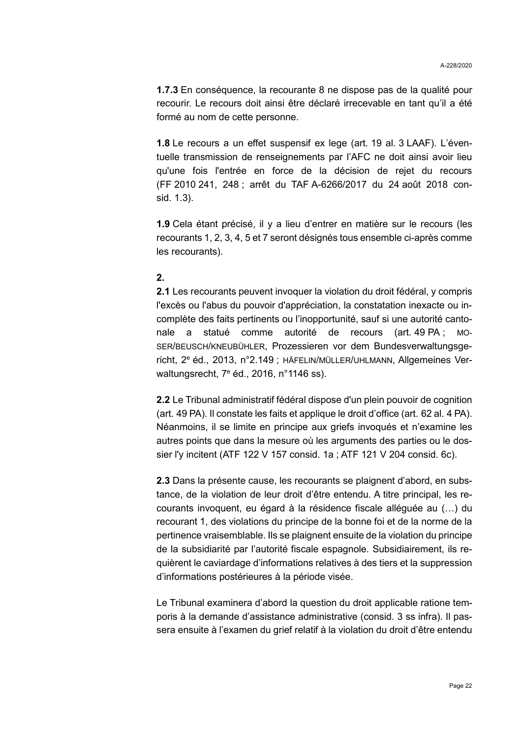**1.7.3** En conséquence, la recourante 8 ne dispose pas de la qualité pour recourir. Le recours doit ainsi être déclaré irrecevable en tant qu'il a été formé au nom de cette personne.

**1.8** Le recours a un effet suspensif ex lege (art. 19 al. 3 LAAF). L'éventuelle transmission de renseignements par l'AFC ne doit ainsi avoir lieu qu'une fois l'entrée en force de la décision de rejet du recours (FF 2010 241, 248 ; arrêt du TAF A-6266/2017 du 24 août 2018 consid. 1.3).

**1.9** Cela étant précisé, il y a lieu d'entrer en matière sur le recours (les recourants 1, 2, 3, 4, 5 et 7 seront désignés tous ensemble ci-après comme les recourants).

**2.**

**2.1** Les recourants peuvent invoquer la violation du droit fédéral, y compris l'excès ou l'abus du pouvoir d'appréciation, la constatation inexacte ou incomplète des faits pertinents ou l'inopportunité, sauf si une autorité cantonale a statué comme autorité de recours (art. 49 PA ; MOSER/BEUSCH/KNEUBÜHLER, Prozessieren vor dem Bundesverwaltungsgericht, 2e éd., 2013, n°2.149 ; HÄFELIN/MÜLLER/UHLMANN, Allgemeines Verwaltungsrecht, 7e éd., 2016, n°1146 ss).

**2.2** Le Tribunal administratif fédéral dispose d'un plein pouvoir de cognition (art. 49 PA). Il constate les faits et applique le droit d'office (art. 62 al. 4 PA). Néanmoins, il se limite en principe aux griefs invoqués et n'examine les autres points que dans la mesure où les arguments des parties ou le dossier l'y incitent (ATF 122 V 157 consid. 1a ; ATF 121 V 204 consid. 6c).

**2.3** Dans la présente cause, les recourants se plaignent d'abord, en substance, de la violation de leur droit d'être entendu. A titre principal, les recourants invoquent, eu égard à la résidence fiscale alléguée au (…) du recourant 1, des violations du principe de la bonne foi et de la norme de la pertinence vraisemblable. Ils se plaignent ensuite de la violation du principe de la subsidiarité par l'autorité fiscale espagnole. Subsidiairement, ils requièrent le caviardage d'informations relatives à des tiers et la suppression d'informations postérieures à la période visée.

Le Tribunal examinera d'abord la question du droit applicable ratione temporis à la demande d'assistance administrative (consid. 3 ss infra). Il passera ensuite à l'examen du grief relatif à la violation du droit d'être entendu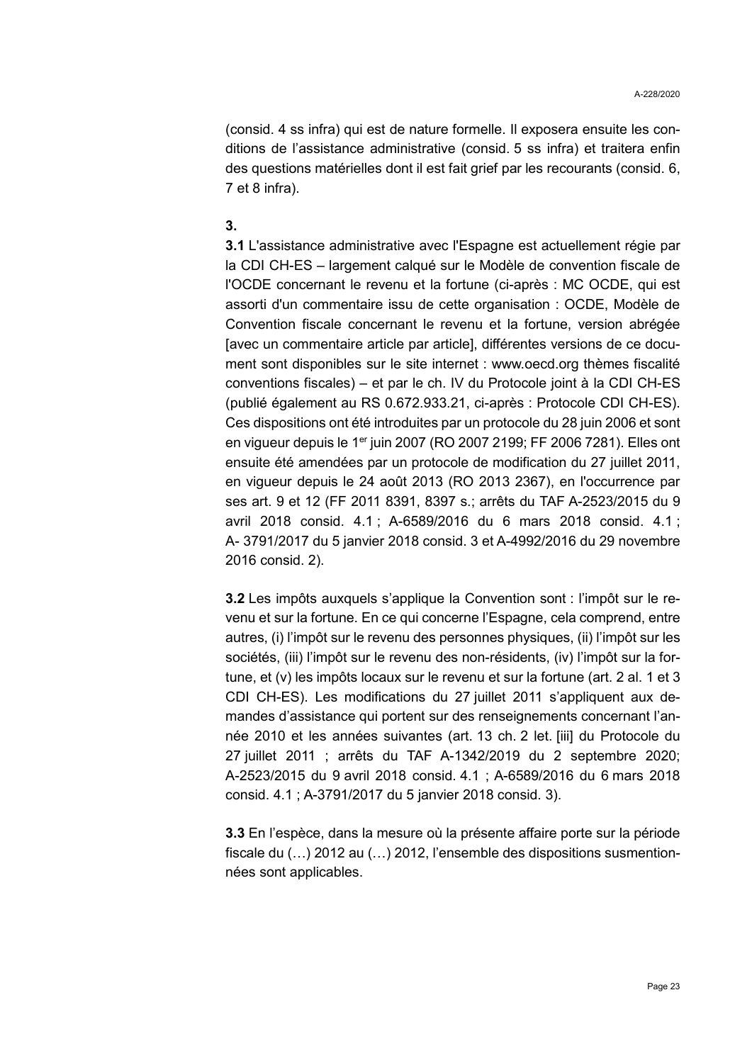(consid. 4 ss infra) qui est de nature formelle. Il exposera ensuite les conditions de l'assistance administrative (consid. 5 ss infra) et traitera enfin des questions matérielles dont il est fait grief par les recourants (consid. 6, 7 et 8 infra).

**3.**

**3.1** L'assistance administrative avec l'Espagne est actuellement régie par la CDI CH-ES – largement calqué sur le Modèle de convention fiscale de l'OCDE concernant le revenu et la fortune (ci-après : MC OCDE, qui est assorti d'un commentaire issu de cette organisation : OCDE, Modèle de Convention fiscale concernant le revenu et la fortune, version abrégée [avec un commentaire article par article], différentes versions de ce document sont disponibles sur le site internet : www.oecd.org thèmes fiscalité conventions fiscales) – et par le ch. IV du Protocole joint à la CDI CH-ES (publié également au RS 0.672.933.21, ci-après : Protocole CDI CH-ES). Ces dispositions ont été introduites par un protocole du 28 juin 2006 et sont en vigueur depuis le 1er juin 2007 (RO 2007 2199; FF 2006 7281). Elles ont ensuite été amendées par un protocole de modification du 27 juillet 2011, en vigueur depuis le 24 août 2013 (RO 2013 2367), en l'occurrence par ses art. 9 et 12 (FF 2011 8391, 8397 s.; arrêts du TAF A-2523/2015 du 9 avril 2018 consid. 4.1 ; A-6589/2016 du 6 mars 2018 consid. 4.1 ; A- 3791/2017 du 5 janvier 2018 consid. 3 et A-4992/2016 du 29 novembre 2016 consid. 2).

**3.2** Les impôts auxquels s'applique la Convention sont : l'impôt sur le revenu et sur la fortune. En ce qui concerne l'Espagne, cela comprend, entre autres, (i) l'impôt sur le revenu des personnes physiques, (ii) l'impôt sur les sociétés, (iii) l'impôt sur le revenu des non-résidents, (iv) l'impôt sur la fortune, et (v) les impôts locaux sur le revenu et sur la fortune (art. 2 al. 1 et 3 CDI CH-ES). Les modifications du 27 juillet 2011 s'appliquent aux demandes d'assistance qui portent sur des renseignements concernant l'année 2010 et les années suivantes (art. 13 ch. 2 let. [iii] du Protocole du 27 juillet 2011 ; arrêts du TAF A-1342/2019 du 2 septembre 2020; A-2523/2015 du 9 avril 2018 consid. 4.1 ; A-6589/2016 du 6 mars 2018 consid. 4.1 ; A-3791/2017 du 5 janvier 2018 consid. 3).

**3.3** En l'espèce, dans la mesure où la présente affaire porte sur la période fiscale du (…) 2012 au (…) 2012, l'ensemble des dispositions susmentionnées sont applicables.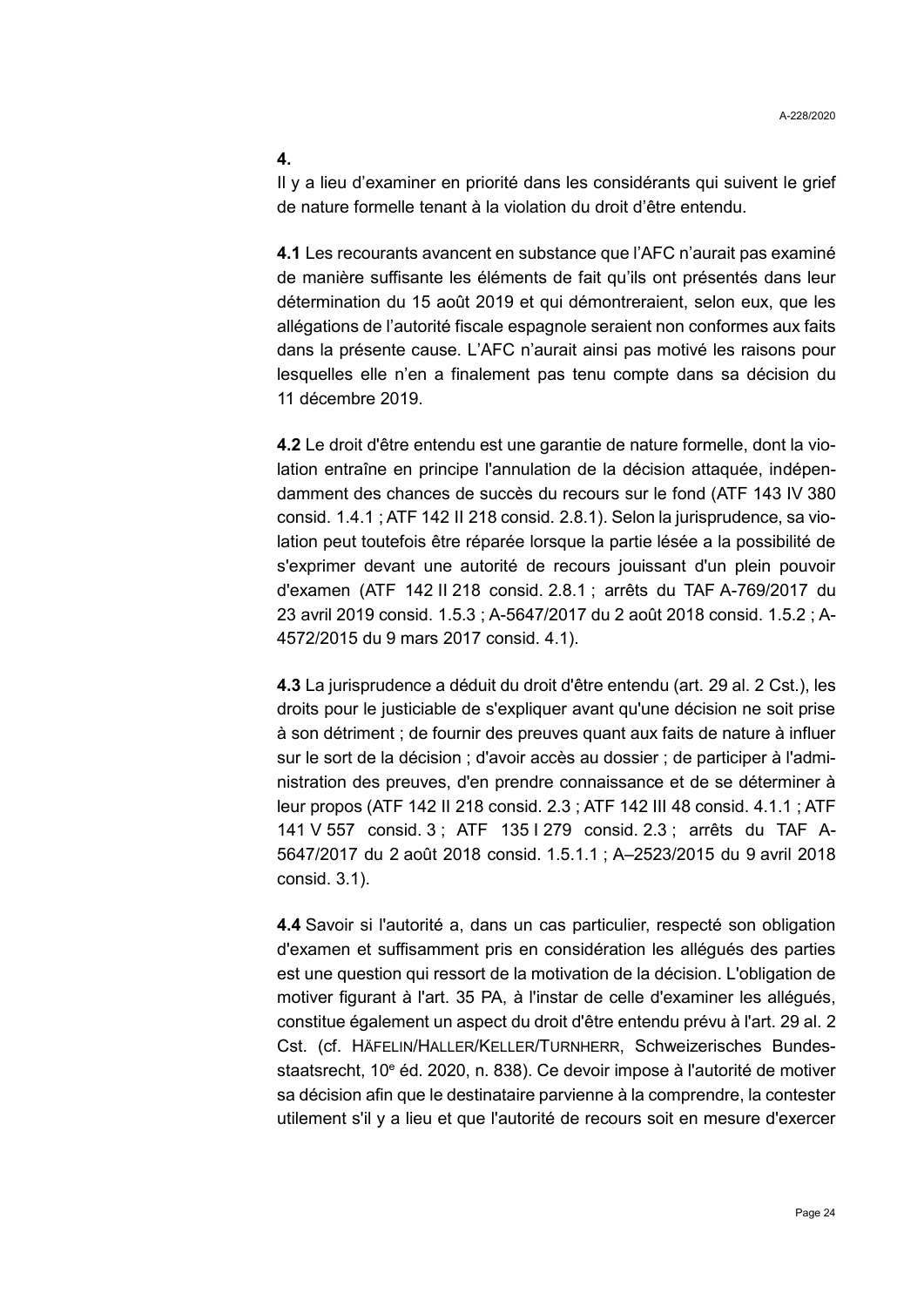**4.**

Il y a lieu d'examiner en priorité dans les considérants qui suivent le grief de nature formelle tenant à la violation du droit d'être entendu.

**4.1** Les recourants avancent en substance que l'AFC n'aurait pas examiné de manière suffisante les éléments de fait qu'ils ont présentés dans leur détermination du 15 août 2019 et qui démontreraient, selon eux, que les allégations de l'autorité fiscale espagnole seraient non conformes aux faits dans la présente cause. L'AFC n'aurait ainsi pas motivé les raisons pour lesquelles elle n'en a finalement pas tenu compte dans sa décision du 11 décembre 2019.

**4.2** Le droit d'être entendu est une garantie de nature formelle, dont la violation entraîne en principe l'annulation de la décision attaquée, indépendamment des chances de succès du recours sur le fond (ATF 143 IV 380 consid. 1.4.1 ; ATF 142 II 218 consid. 2.8.1). Selon la jurisprudence, sa violation peut toutefois être réparée lorsque la partie lésée a la possibilité de s'exprimer devant une autorité de recours jouissant d'un plein pouvoir d'examen (ATF 142 II 218 consid. 2.8.1 ; arrêts du TAF A-769/2017 du 23 avril 2019 consid. 1.5.3 ; A-5647/2017 du 2 août 2018 consid. 1.5.2 ; A-4572/2015 du 9 mars 2017 consid. 4.1).

**4.3** La jurisprudence a déduit du droit d'être entendu (art. 29 al. 2 Cst.), les droits pour le justiciable de s'expliquer avant qu'une décision ne soit prise à son détriment ; de fournir des preuves quant aux faits de nature à influer sur le sort de la décision ; d'avoir accès au dossier ; de participer à l'administration des preuves, d'en prendre connaissance et de se déterminer à leur propos (ATF 142 II 218 consid. 2.3 ; ATF 142 III 48 consid. 4.1.1 ; ATF 141 V 557 consid. 3 ; ATF 135 I 279 consid. 2.3 ; arrêts du TAF A-5647/2017 du 2 août 2018 consid. 1.5.1.1 ; A–2523/2015 du 9 avril 2018 consid. 3.1).

**4.4** Savoir si l'autorité a, dans un cas particulier, respecté son obligation d'examen et suffisamment pris en considération les allégués des parties est une question qui ressort de la motivation de la décision. L'obligation de motiver figurant à l'art. 35 PA, à l'instar de celle d'examiner les allégués, constitue également un aspect du droit d'être entendu prévu à l'art. 29 al. 2 Cst. (cf. HÄFELIN/HALLER/KELLER/TURNHERR, Schweizerisches Bundesstaatsrecht, 10e éd. 2020, n. 838). Ce devoir impose à l'autorité de motiver sa décision afin que le destinataire parvienne à la comprendre, la contester utilement s'il y a lieu et que l'autorité de recours soit en mesure d'exercer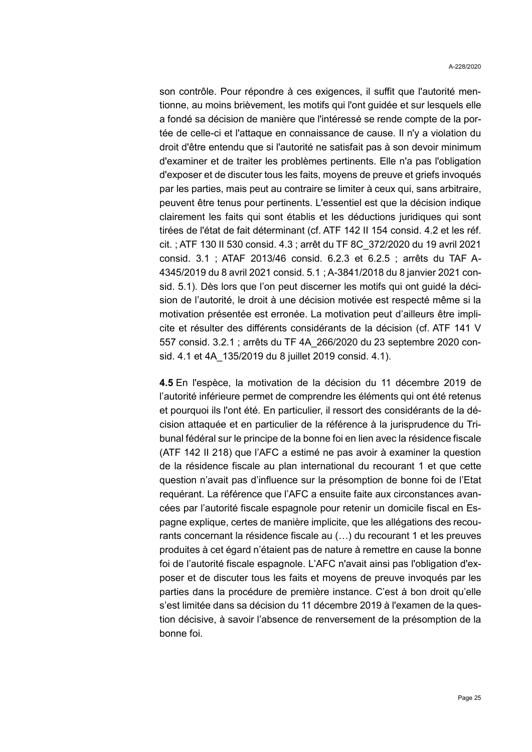son contrôle. Pour répondre à ces exigences, il suffit que l'autorité mentionne, au moins brièvement, les motifs qui l'ont guidée et sur lesquels elle a fondé sa décision de manière que l'intéressé se rende compte de la portée de celle-ci et l'attaque en connaissance de cause. Il n'y a violation du droit d'être entendu que si l'autorité ne satisfait pas à son devoir minimum d'examiner et de traiter les problèmes pertinents. Elle n'a pas l'obligation d'exposer et de discuter tous les faits, moyens de preuve et griefs invoqués par les parties, mais peut au contraire se limiter à ceux qui, sans arbitraire, peuvent être tenus pour pertinents. L'essentiel est que la décision indique clairement les faits qui sont établis et les déductions juridiques qui sont tirées de l'état de fait déterminant (cf. ATF 142 II 154 consid. 4.2 et les réf. cit. ; ATF 130 II 530 consid. 4.3 ; arrêt du TF 8C_372/2020 du 19 avril 2021 consid. 3.1 ; ATAF 2013/46 consid. 6.2.3 et 6.2.5 ; arrêts du TAF A-4345/2019 du 8 avril 2021 consid. 5.1 ; A-3841/2018 du 8 janvier 2021 consid. 5.1). Dès lors que l'on peut discerner les motifs qui ont guidé la décision de l'autorité, le droit à une décision motivée est respecté même si la motivation présentée est erronée. La motivation peut d'ailleurs être implicite et résulter des différents considérants de la décision (cf. ATF 141 V 557 consid. 3.2.1 ; arrêts du TF 4A_266/2020 du 23 septembre 2020 consid. 4.1 et 4A_135/2019 du 8 juillet 2019 consid. 4.1).

**4.5** En l'espèce, la motivation de la décision du 11 décembre 2019 de l'autorité inférieure permet de comprendre les éléments qui ont été retenus et pourquoi ils l'ont été. En particulier, il ressort des considérants de la décision attaquée et en particulier de la référence à la jurisprudence du Tribunal fédéral sur le principe de la bonne foi en lien avec la résidence fiscale (ATF 142 II 218) que l'AFC a estimé ne pas avoir à examiner la question de la résidence fiscale au plan international du recourant 1 et que cette question n'avait pas d'influence sur la présomption de bonne foi de l'Etat requérant. La référence que l'AFC a ensuite faite aux circonstances avancées par l'autorité fiscale espagnole pour retenir un domicile fiscal en Espagne explique, certes de manière implicite, que les allégations des recourants concernant la résidence fiscale au (…) du recourant 1 et les preuves produites à cet égard n'étaient pas de nature à remettre en cause la bonne foi de l'autorité fiscale espagnole. L'AFC n'avait ainsi pas l'obligation d'exposer et de discuter tous les faits et moyens de preuve invoqués par les parties dans la procédure de première instance. C'est à bon droit qu'elle s'est limitée dans sa décision du 11 décembre 2019 à l'examen de la question décisive, à savoir l'absence de renversement de la présomption de la bonne foi.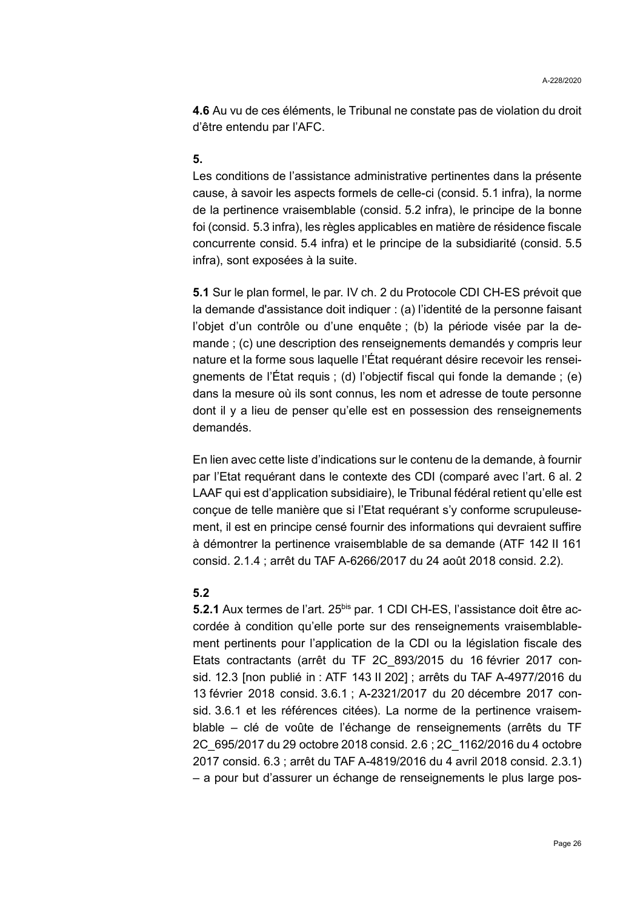**4.6** Au vu de ces éléments, le Tribunal ne constate pas de violation du droit d'être entendu par l'AFC.

**5.**

Les conditions de l'assistance administrative pertinentes dans la présente cause, à savoir les aspects formels de celle-ci (consid. 5.1 infra), la norme de la pertinence vraisemblable (consid. 5.2 infra), le principe de la bonne foi (consid. 5.3 infra), les règles applicables en matière de résidence fiscale concurrente consid. 5.4 infra) et le principe de la subsidiarité (consid. 5.5 infra), sont exposées à la suite.

**5.1** Sur le plan formel, le par. IV ch. 2 du Protocole CDI CH-ES prévoit que la demande d'assistance doit indiquer : (a) l'identité de la personne faisant l'objet d'un contrôle ou d'une enquête ; (b) la période visée par la demande ; (c) une description des renseignements demandés y compris leur nature et la forme sous laquelle l'État requérant désire recevoir les renseignements de l'État requis ; (d) l'objectif fiscal qui fonde la demande ; (e) dans la mesure où ils sont connus, les nom et adresse de toute personne dont il y a lieu de penser qu'elle est en possession des renseignements demandés.

En lien avec cette liste d'indications sur le contenu de la demande, à fournir par l'Etat requérant dans le contexte des CDI (comparé avec l'art. 6 al. 2 LAAF qui est d'application subsidiaire), le Tribunal fédéral retient qu'elle est conçue de telle manière que si l'Etat requérant s'y conforme scrupuleusement, il est en principe censé fournir des informations qui devraient suffire à démontrer la pertinence vraisemblable de sa demande (ATF 142 II 161 consid. 2.1.4 ; arrêt du TAF A-6266/2017 du 24 août 2018 consid. 2.2).

**5.2**

**5.2.1** Aux termes de l'art. 25bis par. 1 CDI CH-ES, l'assistance doit être accordée à condition qu'elle porte sur des renseignements vraisemblablement pertinents pour l'application de la CDI ou la législation fiscale des Etats contractants (arrêt du TF 2C_893/2015 du 16 février 2017 consid. 12.3 [non publié in : ATF 143 II 202] ; arrêts du TAF A-4977/2016 du 13 février 2018 consid. 3.6.1 ; A-2321/2017 du 20 décembre 2017 consid. 3.6.1 et les références citées). La norme de la pertinence vraisemblable – clé de voûte de l'échange de renseignements (arrêts du TF 2C_695/2017 du 29 octobre 2018 consid. 2.6 ; 2C_1162/2016 du 4 octobre 2017 consid. 6.3 ; arrêt du TAF A-4819/2016 du 4 avril 2018 consid. 2.3.1) – a pour but d'assurer un échange de renseignements le plus large pos-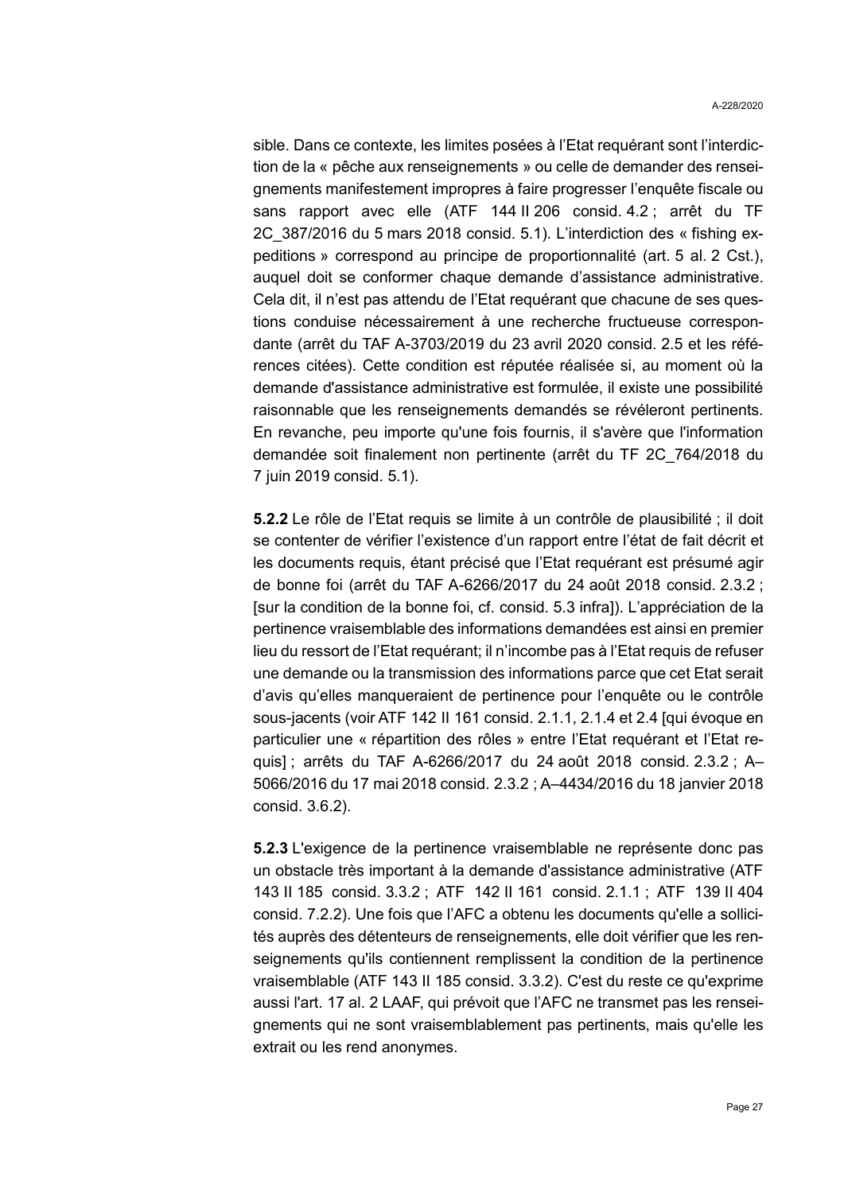sible. Dans ce contexte, les limites posées à l'Etat requérant sont l'interdiction de la « pêche aux renseignements » ou celle de demander des renseignements manifestement impropres à faire progresser l'enquête fiscale ou sans rapport avec elle (ATF 144 II 206 consid. 4.2 ; arrêt du TF 2C_387/2016 du 5 mars 2018 consid. 5.1). L'interdiction des « fishing expeditions » correspond au principe de proportionnalité (art. 5 al. 2 Cst.), auquel doit se conformer chaque demande d'assistance administrative. Cela dit, il n'est pas attendu de l'Etat requérant que chacune de ses questions conduise nécessairement à une recherche fructueuse correspondante (arrêt du TAF A-3703/2019 du 23 avril 2020 consid. 2.5 et les références citées). Cette condition est réputée réalisée si, au moment où la demande d'assistance administrative est formulée, il existe une possibilité raisonnable que les renseignements demandés se révéleront pertinents. En revanche, peu importe qu'une fois fournis, il s'avère que l'information demandée soit finalement non pertinente (arrêt du TF 2C_764/2018 du 7 juin 2019 consid. 5.1).

**5.2.2** Le rôle de l'Etat requis se limite à un contrôle de plausibilité ; il doit se contenter de vérifier l'existence d'un rapport entre l'état de fait décrit et les documents requis, étant précisé que l'Etat requérant est présumé agir de bonne foi (arrêt du TAF A-6266/2017 du 24 août 2018 consid. 2.3.2 ; [sur la condition de la bonne foi, cf. consid. 5.3 infra]). L'appréciation de la pertinence vraisemblable des informations demandées est ainsi en premier lieu du ressort de l'Etat requérant; il n'incombe pas à l'Etat requis de refuser une demande ou la transmission des informations parce que cet Etat serait d'avis qu'elles manqueraient de pertinence pour l'enquête ou le contrôle sous-jacents (voir ATF 142 II 161 consid. 2.1.1, 2.1.4 et 2.4 [qui évoque en particulier une « répartition des rôles » entre l'Etat requérant et l'Etat requis] ; arrêts du TAF A-6266/2017 du 24 août 2018 consid. 2.3.2 ; A–5066/2016 du 17 mai 2018 consid. 2.3.2 ; A–4434/2016 du 18 janvier 2018 consid. 3.6.2).

**5.2.3** L'exigence de la pertinence vraisemblable ne représente donc pas un obstacle très important à la demande d'assistance administrative (ATF 143 II 185 consid. 3.3.2 ; ATF 142 II 161 consid. 2.1.1 ; ATF 139 II 404 consid. 7.2.2). Une fois que l'AFC a obtenu les documents qu'elle a sollicités auprès des détenteurs de renseignements, elle doit vérifier que les renseignements qu'ils contiennent remplissent la condition de la pertinence vraisemblable (ATF 143 II 185 consid. 3.3.2). C'est du reste ce qu'exprime aussi l'art. 17 al. 2 LAAF, qui prévoit que l'AFC ne transmet pas les renseignements qui ne sont vraisemblablement pas pertinents, mais qu'elle les extrait ou les rend anonymes.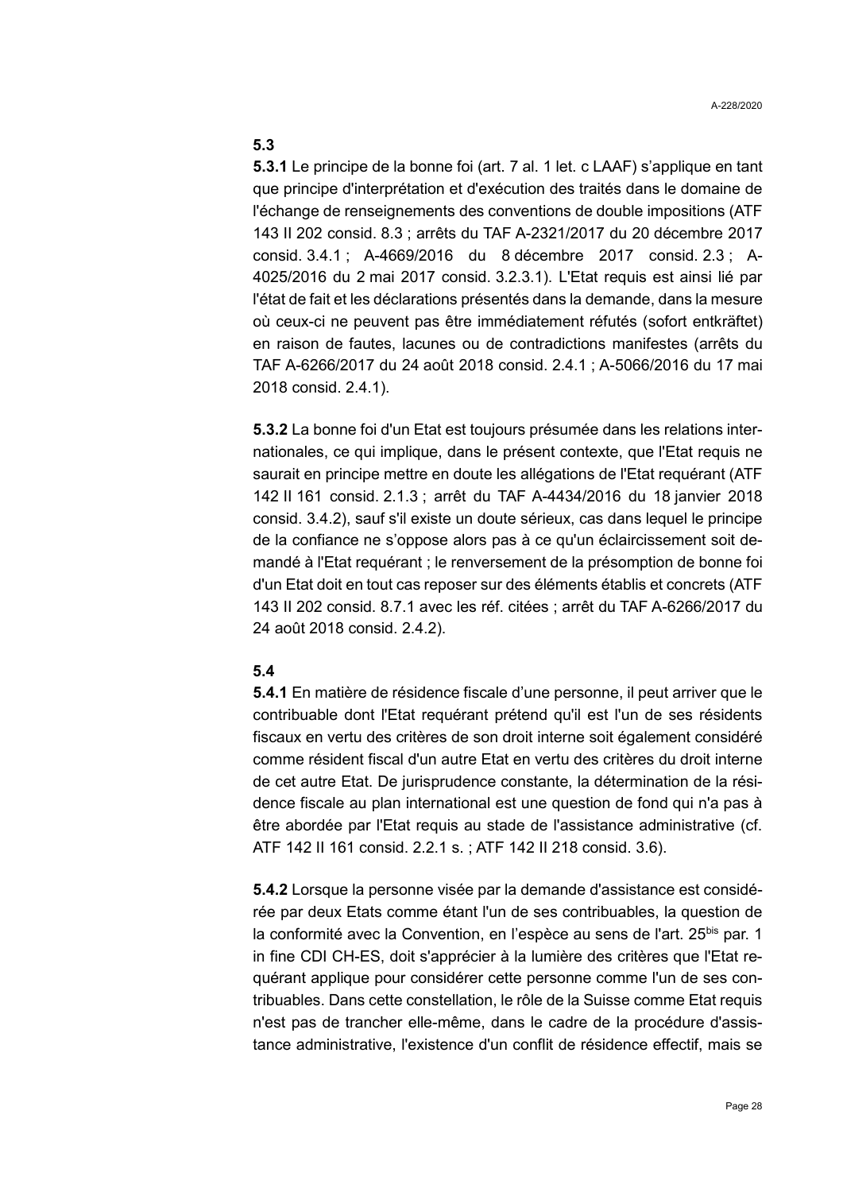**5.3**

**5.3.1** Le principe de la bonne foi (art. 7 al. 1 let. c LAAF) s'applique en tant que principe d'interprétation et d'exécution des traités dans le domaine de l'échange de renseignements des conventions de double impositions (ATF 143 II 202 consid. 8.3 ; arrêts du TAF A-2321/2017 du 20 décembre 2017 consid. 3.4.1 ; A-4669/2016 du 8 décembre 2017 consid. 2.3 ; A-4025/2016 du 2 mai 2017 consid. 3.2.3.1). L'Etat requis est ainsi lié par l'état de fait et les déclarations présentés dans la demande, dans la mesure où ceux-ci ne peuvent pas être immédiatement réfutés (sofort entkräftet) en raison de fautes, lacunes ou de contradictions manifestes (arrêts du TAF A-6266/2017 du 24 août 2018 consid. 2.4.1 ; A-5066/2016 du 17 mai 2018 consid. 2.4.1).

**5.3.2** La bonne foi d'un Etat est toujours présumée dans les relations internationales, ce qui implique, dans le présent contexte, que l'Etat requis ne saurait en principe mettre en doute les allégations de l'Etat requérant (ATF 142 II 161 consid. 2.1.3 ; arrêt du TAF A-4434/2016 du 18 janvier 2018 consid. 3.4.2), sauf s'il existe un doute sérieux, cas dans lequel le principe de la confiance ne s'oppose alors pas à ce qu'un éclaircissement soit demandé à l'Etat requérant ; le renversement de la présomption de bonne foi d'un Etat doit en tout cas reposer sur des éléments établis et concrets (ATF 143 II 202 consid. 8.7.1 avec les réf. citées ; arrêt du TAF A-6266/2017 du 24 août 2018 consid. 2.4.2).

**5.4**

**5.4.1** En matière de résidence fiscale d'une personne, il peut arriver que le contribuable dont l'Etat requérant prétend qu'il est l'un de ses résidents fiscaux en vertu des critères de son droit interne soit également considéré comme résident fiscal d'un autre Etat en vertu des critères du droit interne de cet autre Etat. De jurisprudence constante, la détermination de la résidence fiscale au plan international est une question de fond qui n'a pas à être abordée par l'Etat requis au stade de l'assistance administrative (cf. ATF 142 II 161 consid. 2.2.1 s. ; ATF 142 II 218 consid. 3.6).

**5.4.2** Lorsque la personne visée par la demande d'assistance est considérée par deux Etats comme étant l'un de ses contribuables, la question de la conformité avec la Convention, en l'espèce au sens de l'art. 25bis par. 1 in fine CDI CH-ES, doit s'apprécier à la lumière des critères que l'Etat requérant applique pour considérer cette personne comme l'un de ses contribuables. Dans cette constellation, le rôle de la Suisse comme Etat requis n'est pas de trancher elle-même, dans le cadre de la procédure d'assistance administrative, l'existence d'un conflit de résidence effectif, mais se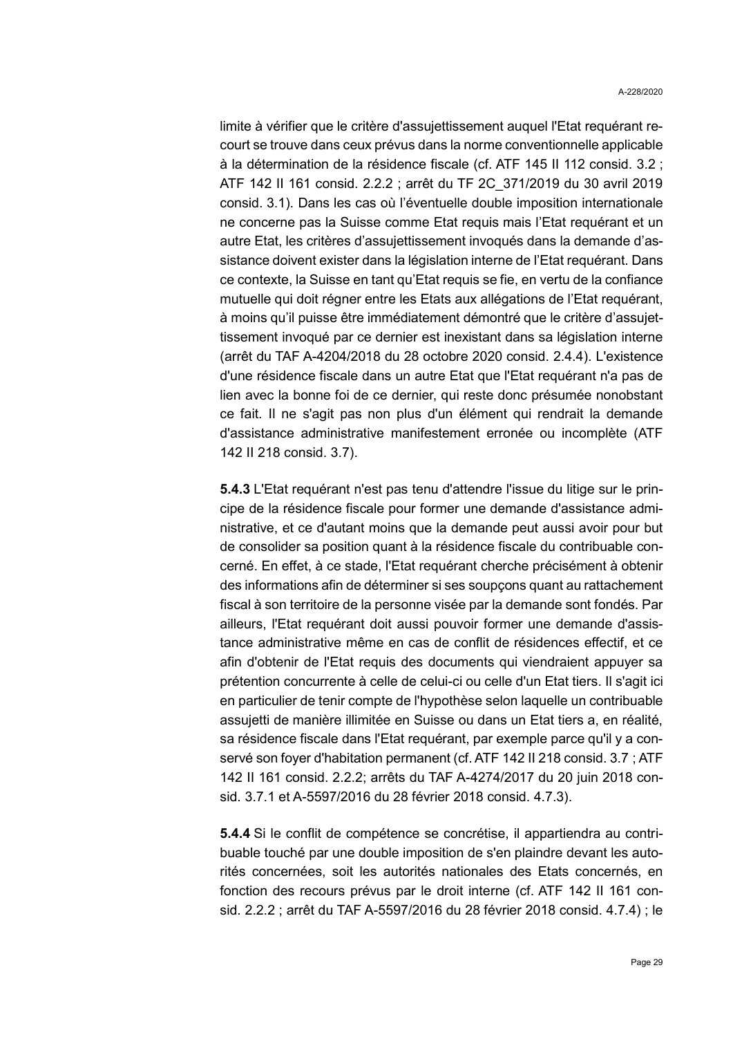limite à vérifier que le critère d'assujettissement auquel l'Etat requérant recourt se trouve dans ceux prévus dans la norme conventionnelle applicable à la détermination de la résidence fiscale (cf. ATF 145 II 112 consid. 3.2 ; ATF 142 II 161 consid. 2.2.2 ; arrêt du TF 2C_371/2019 du 30 avril 2019 consid. 3.1). Dans les cas où l'éventuelle double imposition internationale ne concerne pas la Suisse comme Etat requis mais l'Etat requérant et un autre Etat, les critères d'assujettissement invoqués dans la demande d'assistance doivent exister dans la législation interne de l'Etat requérant. Dans ce contexte, la Suisse en tant qu'Etat requis se fie, en vertu de la confiance mutuelle qui doit régner entre les Etats aux allégations de l'Etat requérant, à moins qu'il puisse être immédiatement démontré que le critère d'assujettissement invoqué par ce dernier est inexistant dans sa législation interne (arrêt du TAF A-4204/2018 du 28 octobre 2020 consid. 2.4.4). L'existence d'une résidence fiscale dans un autre Etat que l'Etat requérant n'a pas de lien avec la bonne foi de ce dernier, qui reste donc présumée nonobstant ce fait. Il ne s'agit pas non plus d'un élément qui rendrait la demande d'assistance administrative manifestement erronée ou incomplète (ATF 142 II 218 consid. 3.7).

**5.4.3** L'Etat requérant n'est pas tenu d'attendre l'issue du litige sur le principe de la résidence fiscale pour former une demande d'assistance administrative, et ce d'autant moins que la demande peut aussi avoir pour but de consolider sa position quant à la résidence fiscale du contribuable concerné. En effet, à ce stade, l'Etat requérant cherche précisément à obtenir des informations afin de déterminer si ses soupçons quant au rattachement fiscal à son territoire de la personne visée par la demande sont fondés. Par ailleurs, l'Etat requérant doit aussi pouvoir former une demande d'assistance administrative même en cas de conflit de résidences effectif, et ce afin d'obtenir de l'Etat requis des documents qui viendraient appuyer sa prétention concurrente à celle de celui-ci ou celle d'un Etat tiers. Il s'agit ici en particulier de tenir compte de l'hypothèse selon laquelle un contribuable assujetti de manière illimitée en Suisse ou dans un Etat tiers a, en réalité, sa résidence fiscale dans l'Etat requérant, par exemple parce qu'il y a conservé son foyer d'habitation permanent (cf. ATF 142 II 218 consid. 3.7 ; ATF 142 II 161 consid. 2.2.2; arrêts du TAF A-4274/2017 du 20 juin 2018 consid. 3.7.1 et A-5597/2016 du 28 février 2018 consid. 4.7.3).

**5.4.4** Si le conflit de compétence se concrétise, il appartiendra au contribuable touché par une double imposition de s'en plaindre devant les autorités concernées, soit les autorités nationales des Etats concernés, en fonction des recours prévus par le droit interne (cf. ATF 142 II 161 consid. 2.2.2 ; arrêt du TAF A-5597/2016 du 28 février 2018 consid. 4.7.4) ; le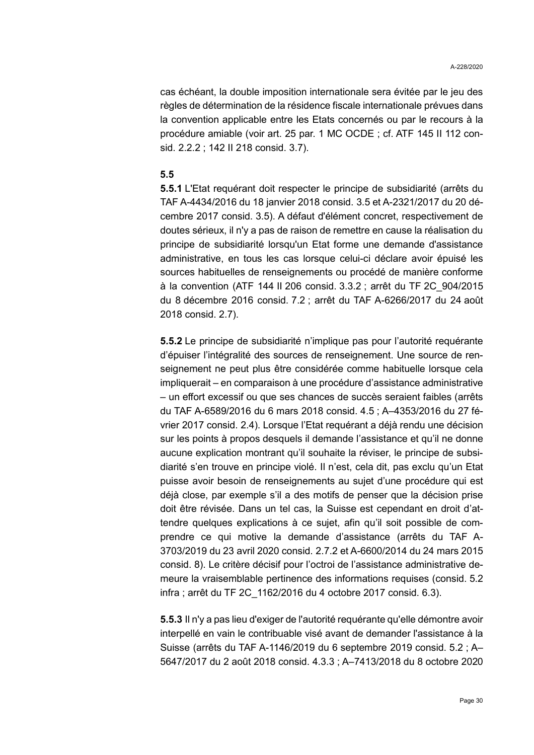cas échéant, la double imposition internationale sera évitée par le jeu des règles de détermination de la résidence fiscale internationale prévues dans la convention applicable entre les Etats concernés ou par le recours à la procédure amiable (voir art. 25 par. 1 MC OCDE ; cf. ATF 145 II 112 consid. 2.2.2 ; 142 II 218 consid. 3.7).

**5.5**

**5.5.1** L'Etat requérant doit respecter le principe de subsidiarité (arrêts du TAF A-4434/2016 du 18 janvier 2018 consid. 3.5 et A-2321/2017 du 20 décembre 2017 consid. 3.5). A défaut d'élément concret, respectivement de doutes sérieux, il n'y a pas de raison de remettre en cause la réalisation du principe de subsidiarité lorsqu'un Etat forme une demande d'assistance administrative, en tous les cas lorsque celui-ci déclare avoir épuisé les sources habituelles de renseignements ou procédé de manière conforme à la convention (ATF 144 II 206 consid. 3.3.2 ; arrêt du TF 2C_904/2015 du 8 décembre 2016 consid. 7.2 ; arrêt du TAF A-6266/2017 du 24 août 2018 consid. 2.7).

**5.5.2** Le principe de subsidiarité n'implique pas pour l'autorité requérante d'épuiser l'intégralité des sources de renseignement. Une source de renseignement ne peut plus être considérée comme habituelle lorsque cela impliquerait – en comparaison à une procédure d'assistance administrative – un effort excessif ou que ses chances de succès seraient faibles (arrêts du TAF A-6589/2016 du 6 mars 2018 consid. 4.5 ; A–4353/2016 du 27 février 2017 consid. 2.4). Lorsque l'Etat requérant a déjà rendu une décision sur les points à propos desquels il demande l'assistance et qu'il ne donne aucune explication montrant qu'il souhaite la réviser, le principe de subsidiarité s'en trouve en principe violé. Il n'est, cela dit, pas exclu qu'un Etat puisse avoir besoin de renseignements au sujet d'une procédure qui est déjà close, par exemple s'il a des motifs de penser que la décision prise doit être révisée. Dans un tel cas, la Suisse est cependant en droit d'attendre quelques explications à ce sujet, afin qu'il soit possible de comprendre ce qui motive la demande d'assistance (arrêts du TAF A-3703/2019 du 23 avril 2020 consid. 2.7.2 et A-6600/2014 du 24 mars 2015 consid. 8). Le critère décisif pour l'octroi de l'assistance administrative demeure la vraisemblable pertinence des informations requises (consid. 5.2 infra ; arrêt du TF 2C_1162/2016 du 4 octobre 2017 consid. 6.3).

**5.5.3** Il n'y a pas lieu d'exiger de l'autorité requérante qu'elle démontre avoir interpellé en vain le contribuable visé avant de demander l'assistance à la Suisse (arrêts du TAF A-1146/2019 du 6 septembre 2019 consid. 5.2 ; A–5647/2017 du 2 août 2018 consid. 4.3.3 ; A–7413/2018 du 8 octobre 2020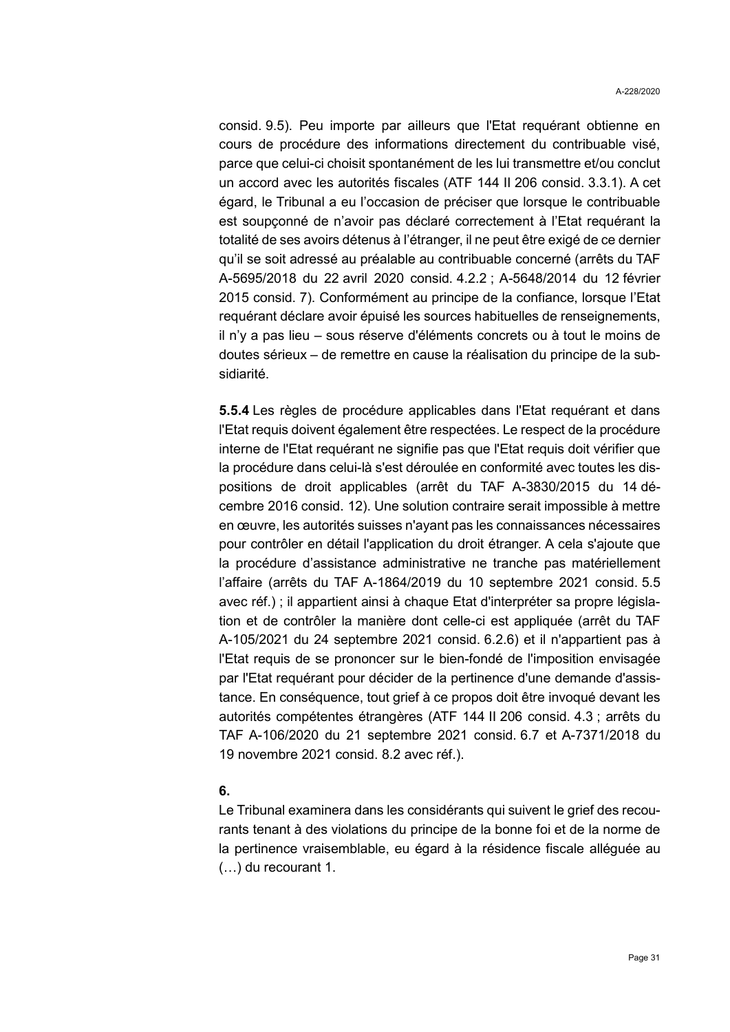consid. 9.5). Peu importe par ailleurs que l'Etat requérant obtienne en cours de procédure des informations directement du contribuable visé, parce que celui-ci choisit spontanément de les lui transmettre et/ou conclut un accord avec les autorités fiscales (ATF 144 II 206 consid. 3.3.1). A cet égard, le Tribunal a eu l'occasion de préciser que lorsque le contribuable est soupçonné de n'avoir pas déclaré correctement à l'Etat requérant la totalité de ses avoirs détenus à l'étranger, il ne peut être exigé de ce dernier qu'il se soit adressé au préalable au contribuable concerné (arrêts du TAF A-5695/2018 du 22 avril 2020 consid. 4.2.2 ; A-5648/2014 du 12 février 2015 consid. 7). Conformément au principe de la confiance, lorsque l'Etat requérant déclare avoir épuisé les sources habituelles de renseignements, il n'y a pas lieu – sous réserve d'éléments concrets ou à tout le moins de doutes sérieux – de remettre en cause la réalisation du principe de la subsidiarité.

**5.5.4** Les règles de procédure applicables dans l'Etat requérant et dans l'Etat requis doivent également être respectées. Le respect de la procédure interne de l'Etat requérant ne signifie pas que l'Etat requis doit vérifier que la procédure dans celui-là s'est déroulée en conformité avec toutes les dispositions de droit applicables (arrêt du TAF A-3830/2015 du 14 décembre 2016 consid. 12). Une solution contraire serait impossible à mettre en œuvre, les autorités suisses n'ayant pas les connaissances nécessaires pour contrôler en détail l'application du droit étranger. A cela s'ajoute que la procédure d'assistance administrative ne tranche pas matériellement l'affaire (arrêts du TAF A-1864/2019 du 10 septembre 2021 consid. 5.5 avec réf.) ; il appartient ainsi à chaque Etat d'interpréter sa propre législation et de contrôler la manière dont celle-ci est appliquée (arrêt du TAF A-105/2021 du 24 septembre 2021 consid. 6.2.6) et il n'appartient pas à l'Etat requis de se prononcer sur le bien-fondé de l'imposition envisagée par l'Etat requérant pour décider de la pertinence d'une demande d'assistance. En conséquence, tout grief à ce propos doit être invoqué devant les autorités compétentes étrangères (ATF 144 II 206 consid. 4.3 ; arrêts du TAF A-106/2020 du 21 septembre 2021 consid. 6.7 et A-7371/2018 du 19 novembre 2021 consid. 8.2 avec réf.).

**6.**

Le Tribunal examinera dans les considérants qui suivent le grief des recourants tenant à des violations du principe de la bonne foi et de la norme de la pertinence vraisemblable, eu égard à la résidence fiscale alléguée au (…) du recourant 1.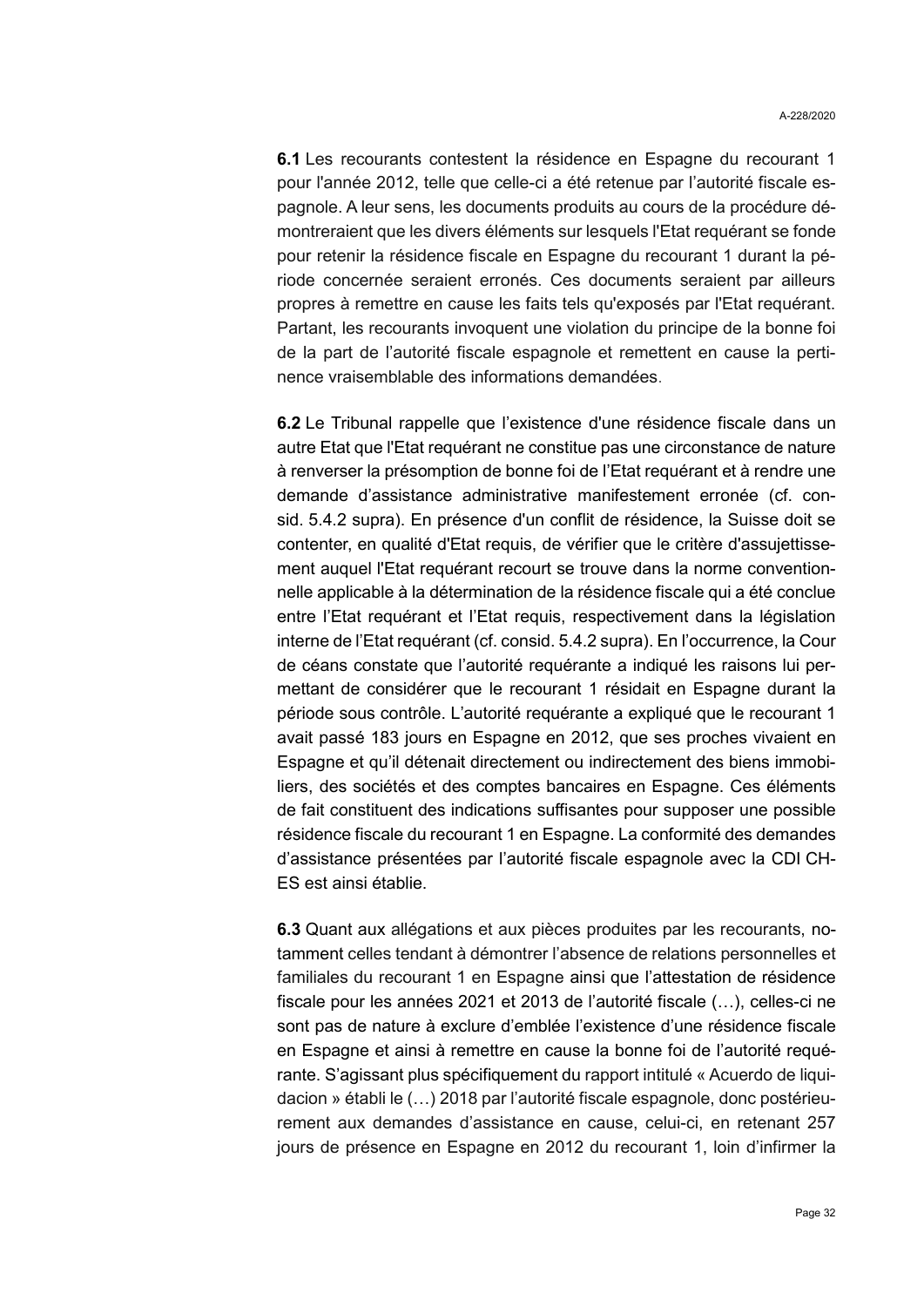**6.1** Les recourants contestent la résidence en Espagne du recourant 1 pour l'année 2012, telle que celle-ci a été retenue par l'autorité fiscale espagnole. A leur sens, les documents produits au cours de la procédure démontreraient que les divers éléments sur lesquels l'Etat requérant se fonde pour retenir la résidence fiscale en Espagne du recourant 1 durant la période concernée seraient erronés. Ces documents seraient par ailleurs propres à remettre en cause les faits tels qu'exposés par l'Etat requérant. Partant, les recourants invoquent une violation du principe de la bonne foi de la part de l'autorité fiscale espagnole et remettent en cause la pertinence vraisemblable des informations demandées.

**6.2** Le Tribunal rappelle que l'existence d'une résidence fiscale dans un autre Etat que l'Etat requérant ne constitue pas une circonstance de nature à renverser la présomption de bonne foi de l'Etat requérant et à rendre une demande d'assistance administrative manifestement erronée (cf. consid. 5.4.2 supra). En présence d'un conflit de résidence, la Suisse doit se contenter, en qualité d'Etat requis, de vérifier que le critère d'assujettissement auquel l'Etat requérant recourt se trouve dans la norme conventionnelle applicable à la détermination de la résidence fiscale qui a été conclue entre l'Etat requérant et l'Etat requis, respectivement dans la législation interne de l'Etat requérant (cf. consid. 5.4.2 supra). En l'occurrence, la Cour de céans constate que l'autorité requérante a indiqué les raisons lui permettant de considérer que le recourant 1 résidait en Espagne durant la période sous contrôle. L'autorité requérante a expliqué que le recourant 1 avait passé 183 jours en Espagne en 2012, que ses proches vivaient en Espagne et qu'il détenait directement ou indirectement des biens immobiliers, des sociétés et des comptes bancaires en Espagne. Ces éléments de fait constituent des indications suffisantes pour supposer une possible résidence fiscale du recourant 1 en Espagne. La conformité des demandes d'assistance présentées par l'autorité fiscale espagnole avec la CDI CH-ES est ainsi établie.

**6.3** Quant aux allégations et aux pièces produites par les recourants, notamment celles tendant à démontrer l'absence de relations personnelles et familiales du recourant 1 en Espagne ainsi que l'attestation de résidence fiscale pour les années 2021 et 2013 de l'autorité fiscale (…), celles-ci ne sont pas de nature à exclure d'emblée l'existence d'une résidence fiscale en Espagne et ainsi à remettre en cause la bonne foi de l'autorité requérante. S'agissant plus spécifiquement du rapport intitulé « Acuerdo de liquidacion » établi le (…) 2018 par l'autorité fiscale espagnole, donc postérieurement aux demandes d'assistance en cause, celui-ci, en retenant 257 jours de présence en Espagne en 2012 du recourant 1, loin d'infirmer la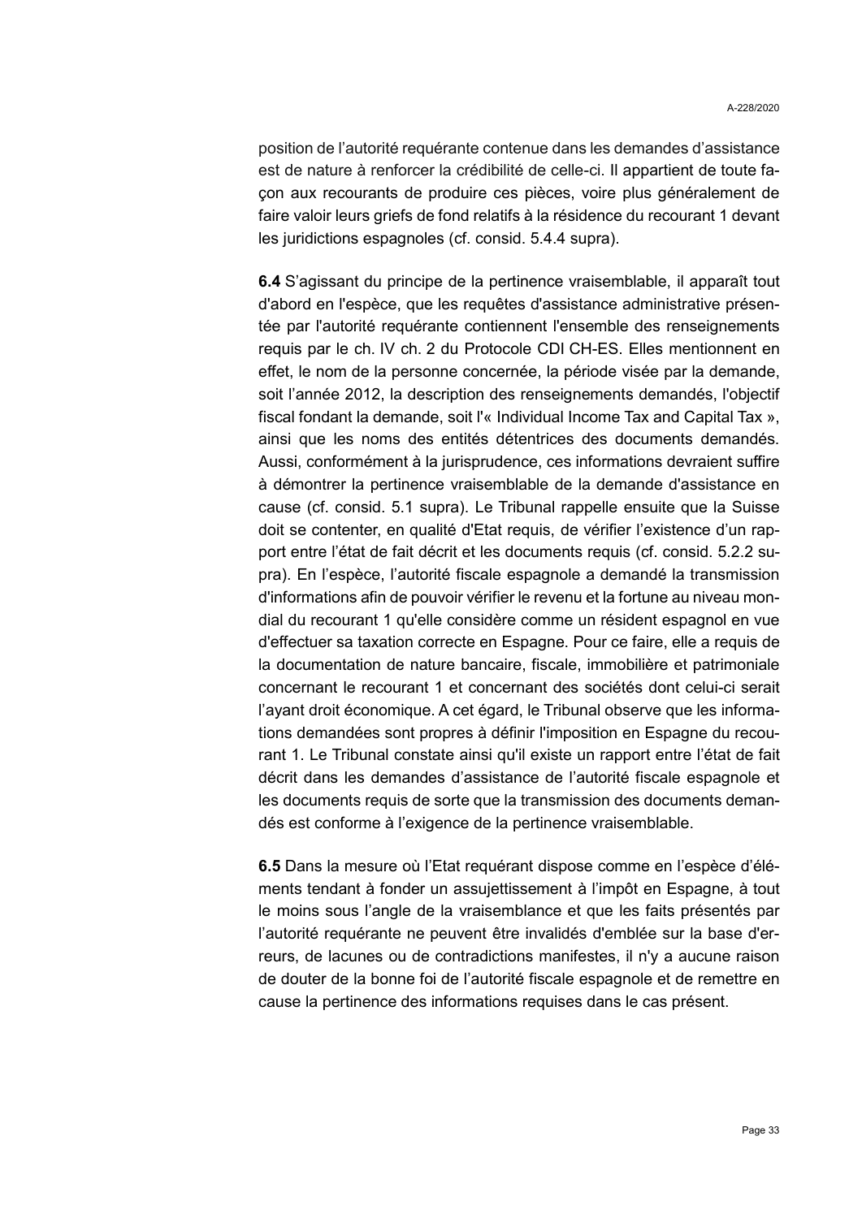position de l'autorité requérante contenue dans les demandes d'assistance est de nature à renforcer la crédibilité de celle-ci. Il appartient de toute façon aux recourants de produire ces pièces, voire plus généralement de faire valoir leurs griefs de fond relatifs à la résidence du recourant 1 devant les juridictions espagnoles (cf. consid. 5.4.4 supra).

**6.4** S'agissant du principe de la pertinence vraisemblable, il apparaît tout d'abord en l'espèce, que les requêtes d'assistance administrative présentée par l'autorité requérante contiennent l'ensemble des renseignements requis par le ch. IV ch. 2 du Protocole CDI CH-ES. Elles mentionnent en effet, le nom de la personne concernée, la période visée par la demande, soit l'année 2012, la description des renseignements demandés, l'objectif fiscal fondant la demande, soit l'« Individual Income Tax and Capital Tax », ainsi que les noms des entités détentrices des documents demandés. Aussi, conformément à la jurisprudence, ces informations devraient suffire à démontrer la pertinence vraisemblable de la demande d'assistance en cause (cf. consid. 5.1 supra). Le Tribunal rappelle ensuite que la Suisse doit se contenter, en qualité d'Etat requis, de vérifier l'existence d'un rapport entre l'état de fait décrit et les documents requis (cf. consid. 5.2.2 supra). En l'espèce, l'autorité fiscale espagnole a demandé la transmission d'informations afin de pouvoir vérifier le revenu et la fortune au niveau mondial du recourant 1 qu'elle considère comme un résident espagnol en vue d'effectuer sa taxation correcte en Espagne. Pour ce faire, elle a requis de la documentation de nature bancaire, fiscale, immobilière et patrimoniale concernant le recourant 1 et concernant des sociétés dont celui-ci serait l'ayant droit économique. A cet égard, le Tribunal observe que les informations demandées sont propres à définir l'imposition en Espagne du recourant 1. Le Tribunal constate ainsi qu'il existe un rapport entre l'état de fait décrit dans les demandes d'assistance de l'autorité fiscale espagnole et les documents requis de sorte que la transmission des documents demandés est conforme à l'exigence de la pertinence vraisemblable.

**6.5** Dans la mesure où l'Etat requérant dispose comme en l'espèce d'éléments tendant à fonder un assujettissement à l'impôt en Espagne, à tout le moins sous l'angle de la vraisemblance et que les faits présentés par l'autorité requérante ne peuvent être invalidés d'emblée sur la base d'erreurs, de lacunes ou de contradictions manifestes, il n'y a aucune raison de douter de la bonne foi de l'autorité fiscale espagnole et de remettre en cause la pertinence des informations requises dans le cas présent.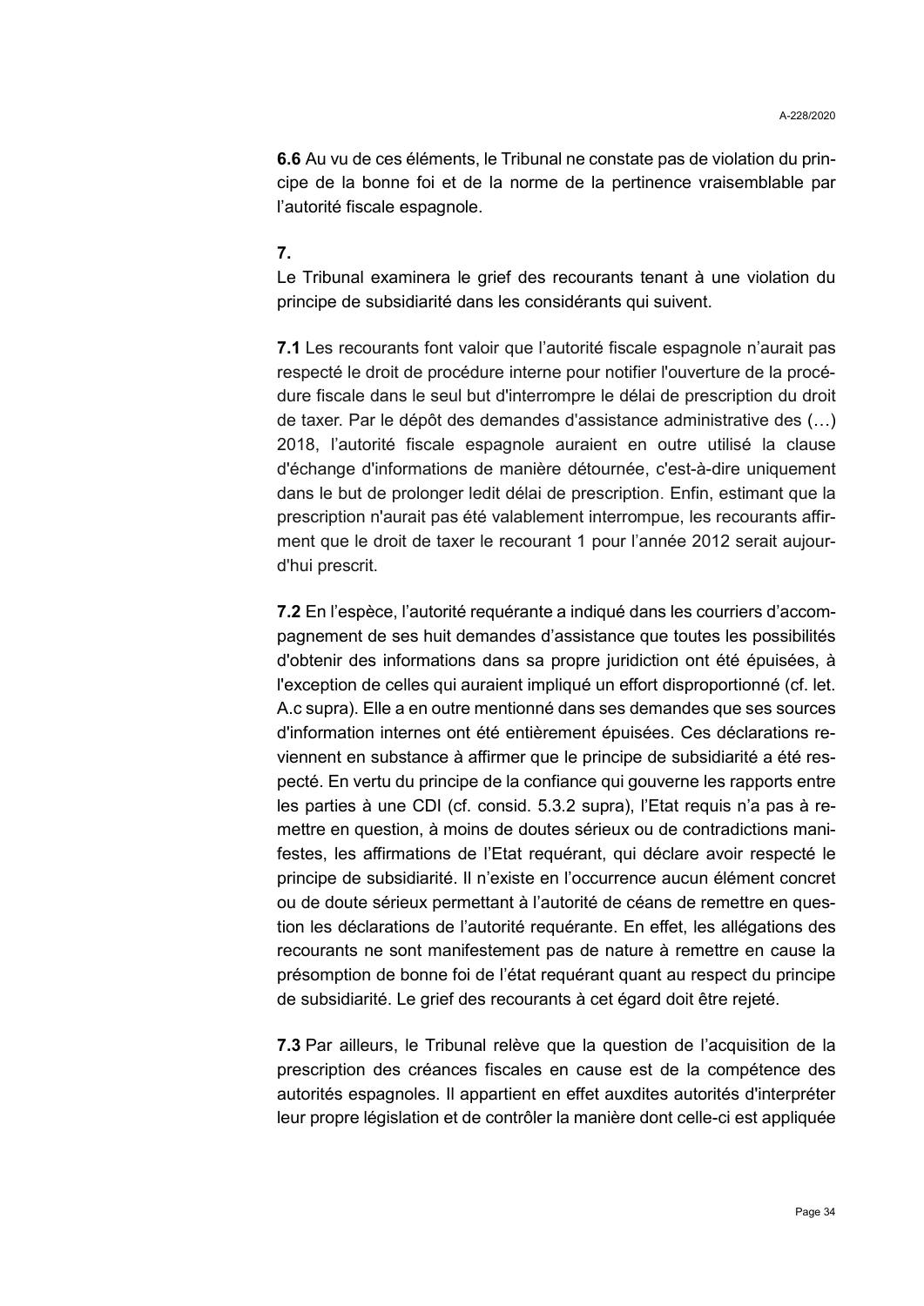**6.6** Au vu de ces éléments, le Tribunal ne constate pas de violation du principe de la bonne foi et de la norme de la pertinence vraisemblable par l'autorité fiscale espagnole.

**7.**

Le Tribunal examinera le grief des recourants tenant à une violation du principe de subsidiarité dans les considérants qui suivent.

**7.1** Les recourants font valoir que l'autorité fiscale espagnole n'aurait pas respecté le droit de procédure interne pour notifier l'ouverture de la procédure fiscale dans le seul but d'interrompre le délai de prescription du droit de taxer. Par le dépôt des demandes d'assistance administrative des (…) 2018, l'autorité fiscale espagnole auraient en outre utilisé la clause d'échange d'informations de manière détournée, c'est-à-dire uniquement dans le but de prolonger ledit délai de prescription. Enfin, estimant que la prescription n'aurait pas été valablement interrompue, les recourants affirment que le droit de taxer le recourant 1 pour l'année 2012 serait aujourd'hui prescrit.

**7.2** En l'espèce, l'autorité requérante a indiqué dans les courriers d'accompagnement de ses huit demandes d'assistance que toutes les possibilités d'obtenir des informations dans sa propre juridiction ont été épuisées, à l'exception de celles qui auraient impliqué un effort disproportionné (cf. let. A.c supra). Elle a en outre mentionné dans ses demandes que ses sources d'information internes ont été entièrement épuisées. Ces déclarations reviennent en substance à affirmer que le principe de subsidiarité a été respecté. En vertu du principe de la confiance qui gouverne les rapports entre les parties à une CDI (cf. consid. 5.3.2 supra), l'Etat requis n'a pas à remettre en question, à moins de doutes sérieux ou de contradictions manifestes, les affirmations de l'Etat requérant, qui déclare avoir respecté le principe de subsidiarité. Il n'existe en l'occurrence aucun élément concret ou de doute sérieux permettant à l'autorité de céans de remettre en question les déclarations de l'autorité requérante. En effet, les allégations des recourants ne sont manifestement pas de nature à remettre en cause la présomption de bonne foi de l'état requérant quant au respect du principe de subsidiarité. Le grief des recourants à cet égard doit être rejeté.

**7.3** Par ailleurs, le Tribunal relève que la question de l'acquisition de la prescription des créances fiscales en cause est de la compétence des autorités espagnoles. Il appartient en effet auxdites autorités d'interpréter leur propre législation et de contrôler la manière dont celle-ci est appliquée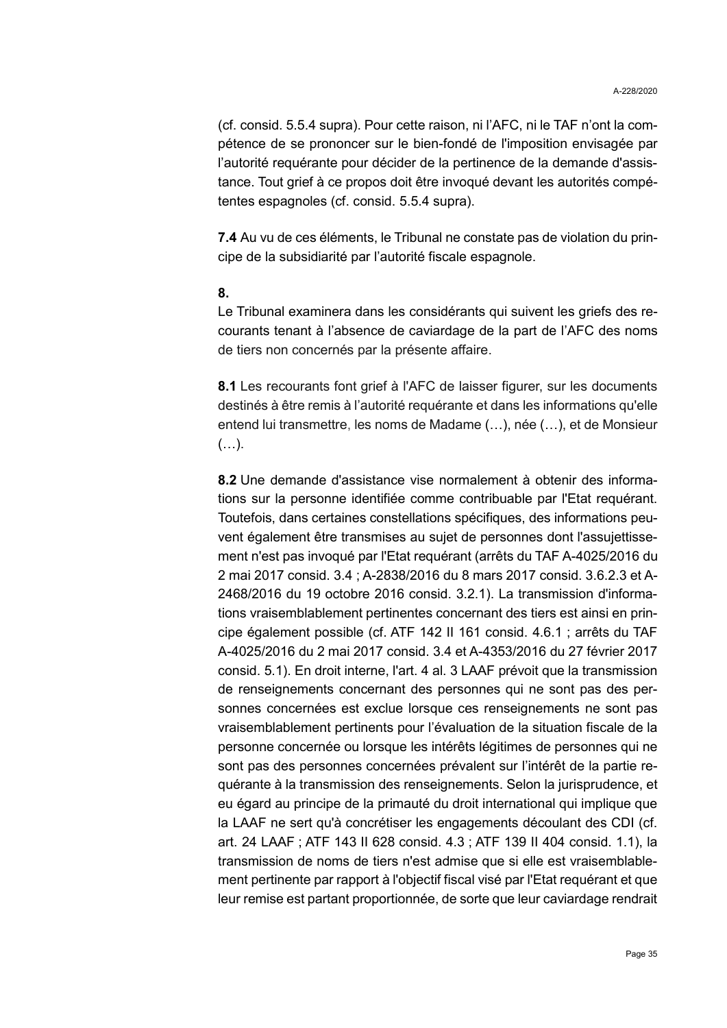(cf. consid. 5.5.4 supra). Pour cette raison, ni l'AFC, ni le TAF n'ont la compétence de se prononcer sur le bien-fondé de l'imposition envisagée par l'autorité requérante pour décider de la pertinence de la demande d'assistance. Tout grief à ce propos doit être invoqué devant les autorités compétentes espagnoles (cf. consid. 5.5.4 supra).

**7.4** Au vu de ces éléments, le Tribunal ne constate pas de violation du principe de la subsidiarité par l'autorité fiscale espagnole.

**8.**

Le Tribunal examinera dans les considérants qui suivent les griefs des recourants tenant à l'absence de caviardage de la part de l'AFC des noms de tiers non concernés par la présente affaire.

**8.1** Les recourants font grief à l'AFC de laisser figurer, sur les documents destinés à être remis à l'autorité requérante et dans les informations qu'elle entend lui transmettre, les noms de Madame (…), née (…), et de Monsieur (…).

**8.2** Une demande d'assistance vise normalement à obtenir des informations sur la personne identifiée comme contribuable par l'Etat requérant. Toutefois, dans certaines constellations spécifiques, des informations peuvent également être transmises au sujet de personnes dont l'assujettissement n'est pas invoqué par l'Etat requérant (arrêts du TAF A-4025/2016 du 2 mai 2017 consid. 3.4 ; A-2838/2016 du 8 mars 2017 consid. 3.6.2.3 et A-2468/2016 du 19 octobre 2016 consid. 3.2.1). La transmission d'informations vraisemblablement pertinentes concernant des tiers est ainsi en principe également possible (cf. ATF 142 II 161 consid. 4.6.1 ; arrêts du TAF A-4025/2016 du 2 mai 2017 consid. 3.4 et A-4353/2016 du 27 février 2017 consid. 5.1). En droit interne, l'art. 4 al. 3 LAAF prévoit que la transmission de renseignements concernant des personnes qui ne sont pas des personnes concernées est exclue lorsque ces renseignements ne sont pas vraisemblablement pertinents pour l'évaluation de la situation fiscale de la personne concernée ou lorsque les intérêts légitimes de personnes qui ne sont pas des personnes concernées prévalent sur l'intérêt de la partie requérante à la transmission des renseignements. Selon la jurisprudence, et eu égard au principe de la primauté du droit international qui implique que la LAAF ne sert qu'à concrétiser les engagements découlant des CDI (cf. art. 24 LAAF ; ATF 143 II 628 consid. 4.3 ; ATF 139 II 404 consid. 1.1), la transmission de noms de tiers n'est admise que si elle est vraisemblablement pertinente par rapport à l'objectif fiscal visé par l'Etat requérant et que leur remise est partant proportionnée, de sorte que leur caviardage rendrait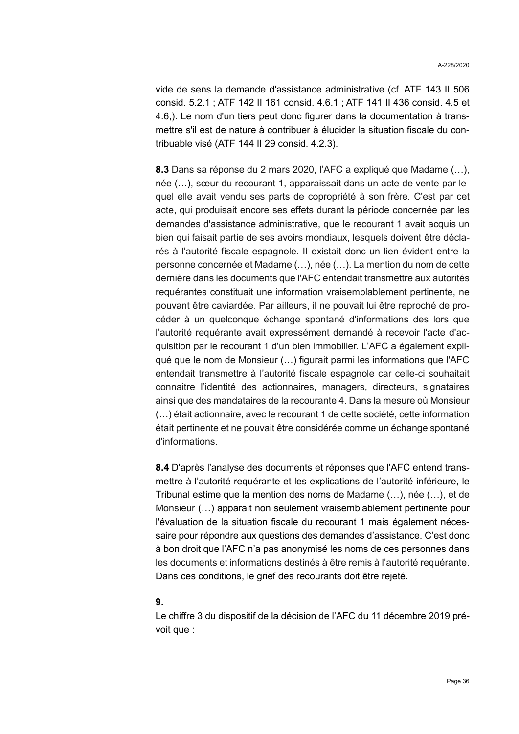vide de sens la demande d'assistance administrative (cf. ATF 143 II 506 consid. 5.2.1 ; ATF 142 II 161 consid. 4.6.1 ; ATF 141 II 436 consid. 4.5 et 4.6,). Le nom d'un tiers peut donc figurer dans la documentation à transmettre s'il est de nature à contribuer à élucider la situation fiscale du contribuable visé (ATF 144 II 29 consid. 4.2.3).

**8.3** Dans sa réponse du 2 mars 2020, l'AFC a expliqué que Madame (…), née (…), sœur du recourant 1, apparaissait dans un acte de vente par lequel elle avait vendu ses parts de copropriété à son frère. C'est par cet acte, qui produisait encore ses effets durant la période concernée par les demandes d'assistance administrative, que le recourant 1 avait acquis un bien qui faisait partie de ses avoirs mondiaux, lesquels doivent être déclarés à l'autorité fiscale espagnole. Il existait donc un lien évident entre la personne concernée et Madame (…), née (…). La mention du nom de cette dernière dans les documents que l'AFC entendait transmettre aux autorités requérantes constituait une information vraisemblablement pertinente, ne pouvant être caviardée. Par ailleurs, il ne pouvait lui être reproché de procéder à un quelconque échange spontané d'informations des lors que l'autorité requérante avait expressément demandé à recevoir l'acte d'acquisition par le recourant 1 d'un bien immobilier. L'AFC a également expliqué que le nom de Monsieur (…) figurait parmi les informations que l'AFC entendait transmettre à l'autorité fiscale espagnole car celle-ci souhaitait connaitre l'identité des actionnaires, managers, directeurs, signataires ainsi que des mandataires de la recourante 4. Dans la mesure où Monsieur (…) était actionnaire, avec le recourant 1 de cette société, cette information était pertinente et ne pouvait être considérée comme un échange spontané d'informations.

**8.4** D'après l'analyse des documents et réponses que l'AFC entend transmettre à l'autorité requérante et les explications de l'autorité inférieure, le Tribunal estime que la mention des noms de Madame (…), née (…), et de Monsieur (…) apparait non seulement vraisemblablement pertinente pour l'évaluation de la situation fiscale du recourant 1 mais également nécessaire pour répondre aux questions des demandes d'assistance. C'est donc à bon droit que l'AFC n'a pas anonymisé les noms de ces personnes dans les documents et informations destinés à être remis à l'autorité requérante. Dans ces conditions, le grief des recourants doit être rejeté.

**9.**

Le chiffre 3 du dispositif de la décision de l'AFC du 11 décembre 2019 prévoit que :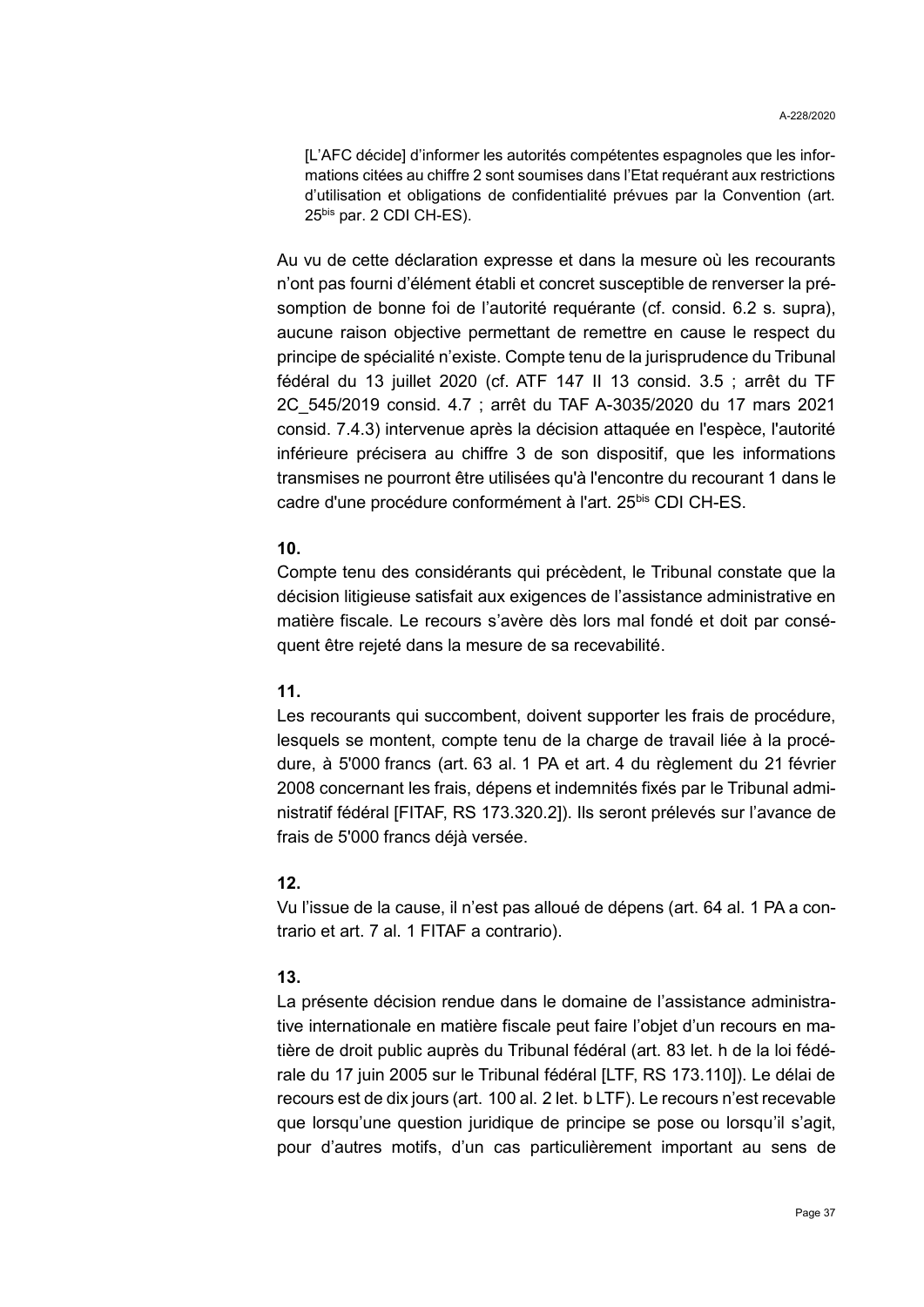> [L'AFC décide] d'informer les autorités compétentes espagnoles que les informations citées au chiffre 2 sont soumises dans l'Etat requérant aux restrictions d'utilisation et obligations de confidentialité prévues par la Convention (art. 25bis par. 2 CDI CH-ES).

Au vu de cette déclaration expresse et dans la mesure où les recourants n'ont pas fourni d'élément établi et concret susceptible de renverser la présomption de bonne foi de l'autorité requérante (cf. consid. 6.2 s. supra), aucune raison objective permettant de remettre en cause le respect du principe de spécialité n'existe. Compte tenu de la jurisprudence du Tribunal fédéral du 13 juillet 2020 (cf. ATF 147 II 13 consid. 3.5 ; arrêt du TF 2C_545/2019 consid. 4.7 ; arrêt du TAF A-3035/2020 du 17 mars 2021 consid. 7.4.3) intervenue après la décision attaquée en l'espèce, l'autorité inférieure précisera au chiffre 3 de son dispositif, que les informations transmises ne pourront être utilisées qu'à l'encontre du recourant 1 dans le cadre d'une procédure conformément à l'art. 25bis CDI CH-ES.

**10.**
Compte tenu des considérants qui précèdent, le Tribunal constate que la décision litigieuse satisfait aux exigences de l'assistance administrative en matière fiscale. Le recours s'avère dès lors mal fondé et doit par conséquent être rejeté dans la mesure de sa recevabilité.

**11.**
Les recourants qui succombent, doivent supporter les frais de procédure, lesquels se montent, compte tenu de la charge de travail liée à la procédure, à 5'000 francs (art. 63 al. 1 PA et art. 4 du règlement du 21 février 2008 concernant les frais, dépens et indemnités fixés par le Tribunal administratif fédéral [FITAF, RS 173.320.2]). Ils seront prélevés sur l'avance de frais de 5'000 francs déjà versée.

**12.**
Vu l'issue de la cause, il n'est pas alloué de dépens (art. 64 al. 1 PA a contrario et art. 7 al. 1 FITAF a contrario).

**13.**
La présente décision rendue dans le domaine de l'assistance administrative internationale en matière fiscale peut faire l'objet d'un recours en matière de droit public auprès du Tribunal fédéral (art. 83 let. h de la loi fédérale du 17 juin 2005 sur le Tribunal fédéral [LTF, RS 173.110]). Le délai de recours est de dix jours (art. 100 al. 2 let. b LTF). Le recours n'est recevable que lorsqu'une question juridique de principe se pose ou lorsqu'il s'agit, pour d'autres motifs, d'un cas particulièrement important au sens de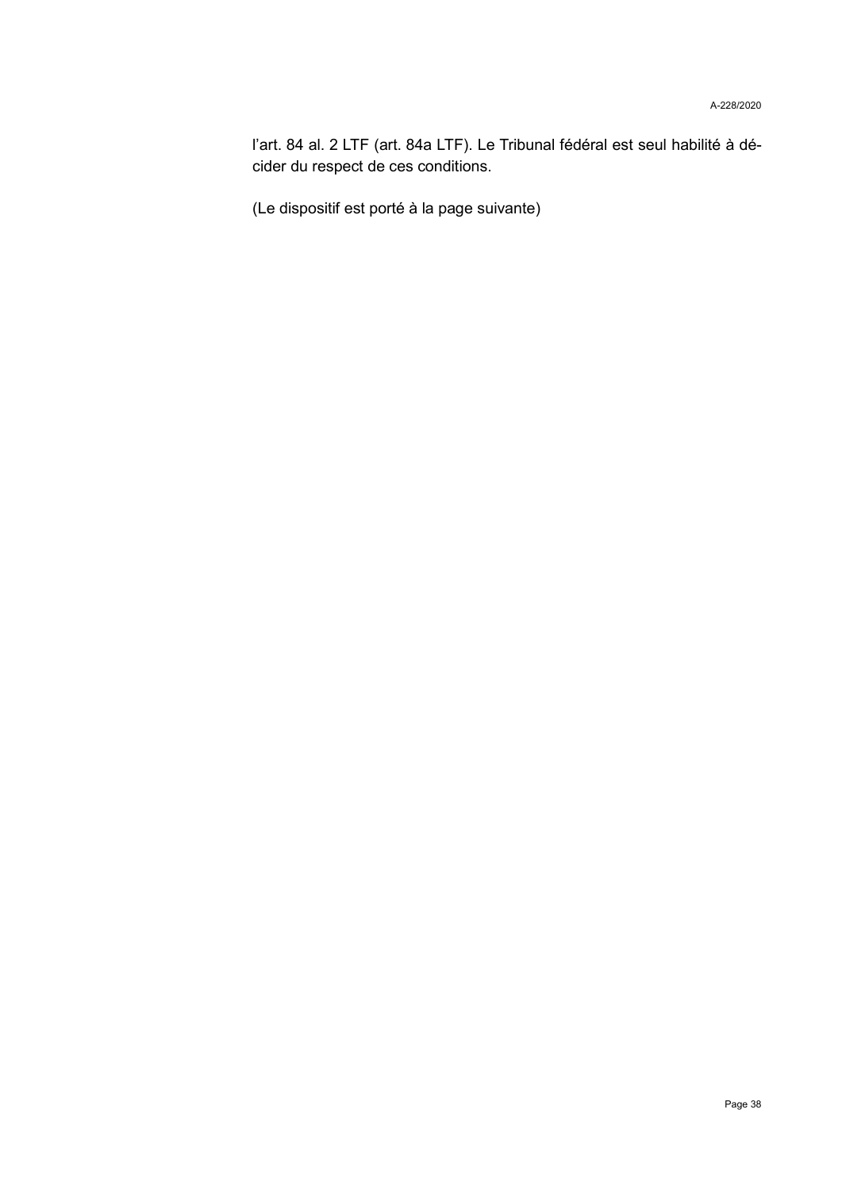l'art. 84 al. 2 LTF (art. 84a LTF). Le Tribunal fédéral est seul habilité à décider du respect de ces conditions.

(Le dispositif est porté à la page suivante)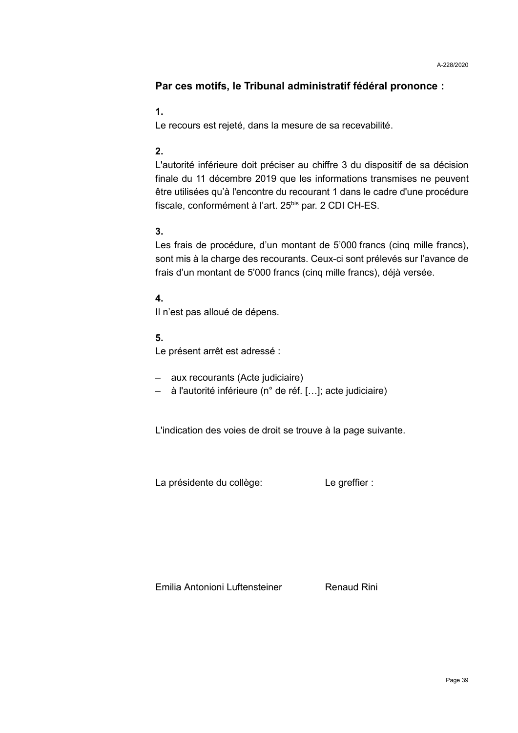**Par ces motifs, le Tribunal administratif fédéral prononce :**

**1.**
Le recours est rejeté, dans la mesure de sa recevabilité.

**2.**
L'autorité inférieure doit préciser au chiffre 3 du dispositif de sa décision finale du 11 décembre 2019 que les informations transmises ne peuvent être utilisées qu'à l'encontre du recourant 1 dans le cadre d'une procédure fiscale, conformément à l'art. 25bis par. 2 CDI CH-ES.

**3.**
Les frais de procédure, d'un montant de 5'000 francs (cinq mille francs), sont mis à la charge des recourants. Ceux-ci sont prélevés sur l'avance de frais d'un montant de 5'000 francs (cinq mille francs), déjà versée.

**4.**
Il n'est pas alloué de dépens.

**5.**
Le présent arrêt est adressé :

– aux recourants (Acte judiciaire)
– à l'autorité inférieure (n° de réf. […]; acte judiciaire)

L'indication des voies de droit se trouve à la page suivante.

| La présidente du collège: | Le greffier : |
| --- | --- |
| Emilia Antonioni Luftensteiner | Renaud Rini |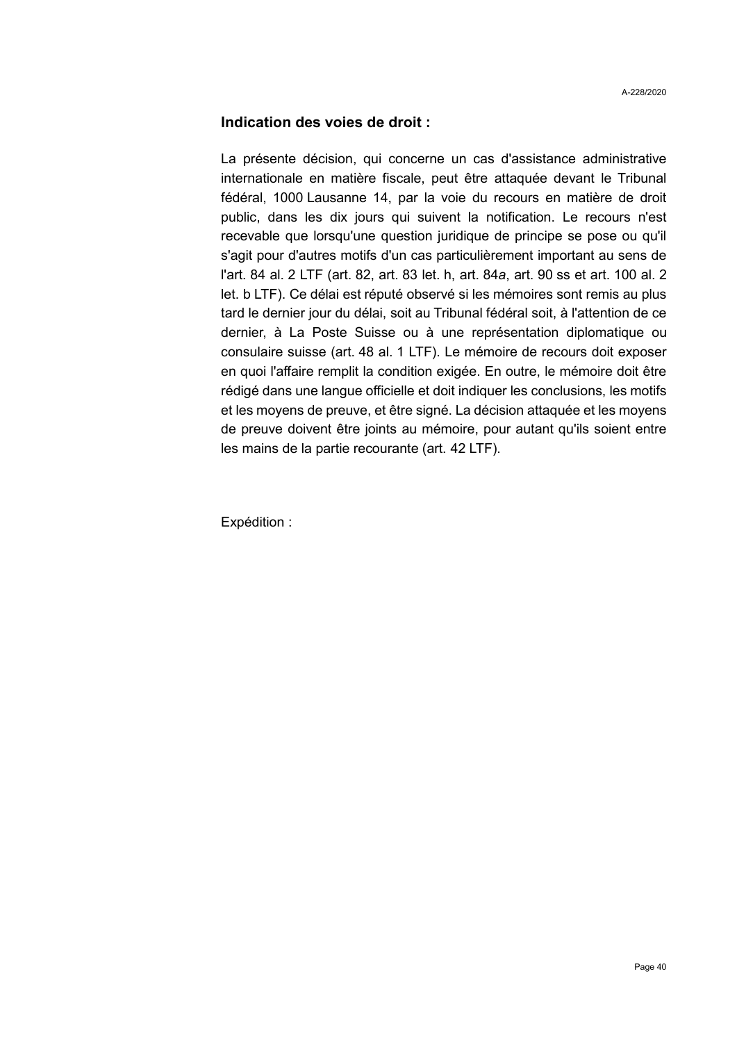**Indication des voies de droit :**

La présente décision, qui concerne un cas d'assistance administrative internationale en matière fiscale, peut être attaquée devant le Tribunal fédéral, 1000 Lausanne 14, par la voie du recours en matière de droit public, dans les dix jours qui suivent la notification. Le recours n'est recevable que lorsqu'une question juridique de principe se pose ou qu'il s'agit pour d'autres motifs d'un cas particulièrement important au sens de l'art. 84 al. 2 LTF (art. 82, art. 83 let. h, art. 84*a*, art. 90 ss et art. 100 al. 2 let. b LTF). Ce délai est réputé observé si les mémoires sont remis au plus tard le dernier jour du délai, soit au Tribunal fédéral soit, à l'attention de ce dernier, à La Poste Suisse ou à une représentation diplomatique ou consulaire suisse (art. 48 al. 1 LTF). Le mémoire de recours doit exposer en quoi l'affaire remplit la condition exigée. En outre, le mémoire doit être rédigé dans une langue officielle et doit indiquer les conclusions, les motifs et les moyens de preuve, et être signé. La décision attaquée et les moyens de preuve doivent être joints au mémoire, pour autant qu'ils soient entre les mains de la partie recourante (art. 42 LTF).

Expédition :